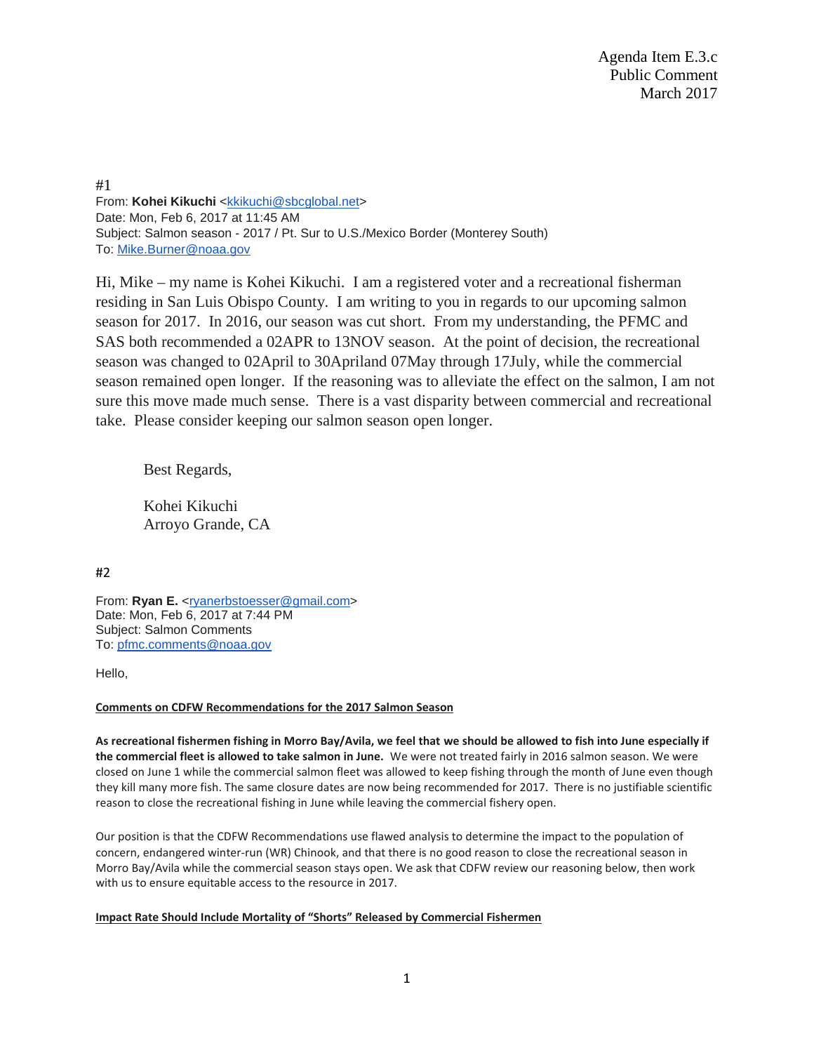Agenda Item E.3.c
Public Comment
March 2017

#1
From: **Kohei Kikuchi** <kkikuchi@sbcglobal.net>
Date: Mon, Feb 6, 2017 at 11:45 AM
Subject: Salmon season - 2017 / Pt. Sur to U.S./Mexico Border (Monterey South)
To: Mike.Burner@noaa.gov

Hi, Mike – my name is Kohei Kikuchi. I am a registered voter and a recreational fisherman residing in San Luis Obispo County. I am writing to you in regards to our upcoming salmon season for 2017. In 2016, our season was cut short. From my understanding, the PFMC and SAS both recommended a 02APR to 13NOV season. At the point of decision, the recreational season was changed to 02April to 30Apriland 07May through 17July, while the commercial season remained open longer. If the reasoning was to alleviate the effect on the salmon, I am not sure this move made much sense. There is a vast disparity between commercial and recreational take. Please consider keeping our salmon season open longer.

Best Regards,

Kohei Kikuchi
Arroyo Grande, CA

#2

From: **Ryan E.** <ryanerbstoesser@gmail.com>
Date: Mon, Feb 6, 2017 at 7:44 PM
Subject: Salmon Comments
To: pfmc.comments@noaa.gov

Hello,

**Comments on CDFW Recommendations for the 2017 Salmon Season**

**As recreational fishermen fishing in Morro Bay/Avila, we feel that we should be allowed to fish into June especially if the commercial fleet is allowed to take salmon in June.** We were not treated fairly in 2016 salmon season. We were closed on June 1 while the commercial salmon fleet was allowed to keep fishing through the month of June even though they kill many more fish. The same closure dates are now being recommended for 2017. There is no justifiable scientific reason to close the recreational fishing in June while leaving the commercial fishery open.

Our position is that the CDFW Recommendations use flawed analysis to determine the impact to the population of concern, endangered winter-run (WR) Chinook, and that there is no good reason to close the recreational season in Morro Bay/Avila while the commercial season stays open. We ask that CDFW review our reasoning below, then work with us to ensure equitable access to the resource in 2017.

**Impact Rate Should Include Mortality of "Shorts" Released by Commercial Fishermen**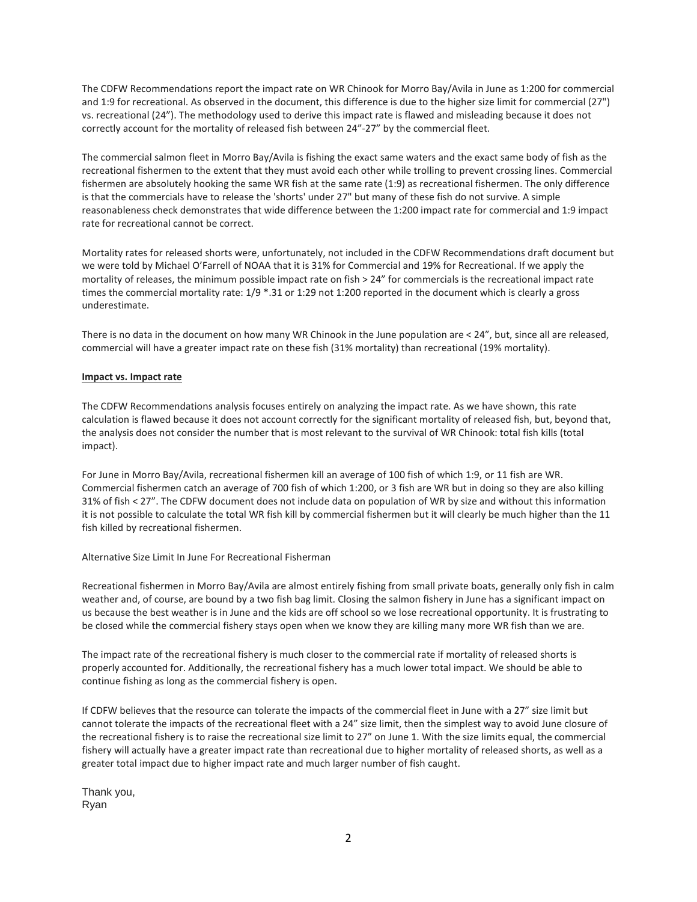The CDFW Recommendations report the impact rate on WR Chinook for Morro Bay/Avila in June as 1:200 for commercial and 1:9 for recreational. As observed in the document, this difference is due to the higher size limit for commercial (27") vs. recreational (24"). The methodology used to derive this impact rate is flawed and misleading because it does not correctly account for the mortality of released fish between 24"-27" by the commercial fleet.

The commercial salmon fleet in Morro Bay/Avila is fishing the exact same waters and the exact same body of fish as the recreational fishermen to the extent that they must avoid each other while trolling to prevent crossing lines. Commercial fishermen are absolutely hooking the same WR fish at the same rate (1:9) as recreational fishermen. The only difference is that the commercials have to release the 'shorts' under 27" but many of these fish do not survive. A simple reasonableness check demonstrates that wide difference between the 1:200 impact rate for commercial and 1:9 impact rate for recreational cannot be correct.

Mortality rates for released shorts were, unfortunately, not included in the CDFW Recommendations draft document but we were told by Michael O'Farrell of NOAA that it is 31% for Commercial and 19% for Recreational. If we apply the mortality of releases, the minimum possible impact rate on fish > 24" for commercials is the recreational impact rate times the commercial mortality rate: 1/9 *.31 or 1:29 not 1:200 reported in the document which is clearly a gross underestimate.

There is no data in the document on how many WR Chinook in the June population are < 24", but, since all are released, commercial will have a greater impact rate on these fish (31% mortality) than recreational (19% mortality).

**Impact vs. Impact rate**

The CDFW Recommendations analysis focuses entirely on analyzing the impact rate. As we have shown, this rate calculation is flawed because it does not account correctly for the significant mortality of released fish, but, beyond that, the analysis does not consider the number that is most relevant to the survival of WR Chinook: total fish kills (total impact).

For June in Morro Bay/Avila, recreational fishermen kill an average of 100 fish of which 1:9, or 11 fish are WR. Commercial fishermen catch an average of 700 fish of which 1:200, or 3 fish are WR but in doing so they are also killing 31% of fish < 27". The CDFW document does not include data on population of WR by size and without this information it is not possible to calculate the total WR fish kill by commercial fishermen but it will clearly be much higher than the 11 fish killed by recreational fishermen.

Alternative Size Limit In June For Recreational Fisherman

Recreational fishermen in Morro Bay/Avila are almost entirely fishing from small private boats, generally only fish in calm weather and, of course, are bound by a two fish bag limit. Closing the salmon fishery in June has a significant impact on us because the best weather is in June and the kids are off school so we lose recreational opportunity. It is frustrating to be closed while the commercial fishery stays open when we know they are killing many more WR fish than we are.

The impact rate of the recreational fishery is much closer to the commercial rate if mortality of released shorts is properly accounted for. Additionally, the recreational fishery has a much lower total impact. We should be able to continue fishing as long as the commercial fishery is open.

If CDFW believes that the resource can tolerate the impacts of the commercial fleet in June with a 27" size limit but cannot tolerate the impacts of the recreational fleet with a 24" size limit, then the simplest way to avoid June closure of the recreational fishery is to raise the recreational size limit to 27" on June 1. With the size limits equal, the commercial fishery will actually have a greater impact rate than recreational due to higher mortality of released shorts, as well as a greater total impact due to higher impact rate and much larger number of fish caught.

Thank you,
Ryan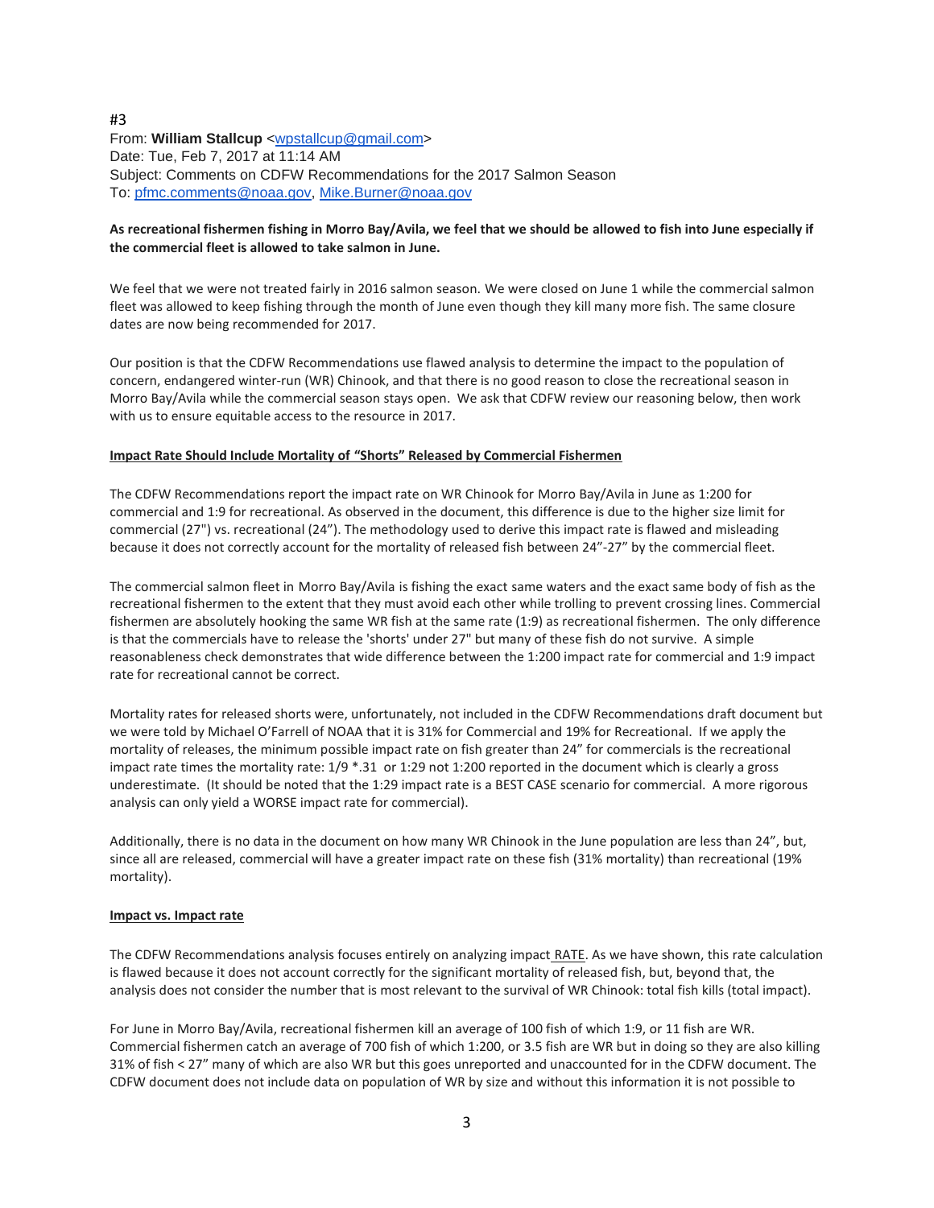#3

From: **William Stallcup** <wpstallcup@gmail.com>
Date: Tue, Feb 7, 2017 at 11:14 AM
Subject: Comments on CDFW Recommendations for the 2017 Salmon Season
To: pfmc.comments@noaa.gov, Mike.Burner@noaa.gov

**As recreational fishermen fishing in Morro Bay/Avila, we feel that we should be allowed to fish into June especially if the commercial fleet is allowed to take salmon in June.**

We feel that we were not treated fairly in 2016 salmon season. We were closed on June 1 while the commercial salmon fleet was allowed to keep fishing through the month of June even though they kill many more fish. The same closure dates are now being recommended for 2017.

Our position is that the CDFW Recommendations use flawed analysis to determine the impact to the population of concern, endangered winter-run (WR) Chinook, and that there is no good reason to close the recreational season in Morro Bay/Avila while the commercial season stays open. We ask that CDFW review our reasoning below, then work with us to ensure equitable access to the resource in 2017.

**Impact Rate Should Include Mortality of "Shorts" Released by Commercial Fishermen**

The CDFW Recommendations report the impact rate on WR Chinook for Morro Bay/Avila in June as 1:200 for commercial and 1:9 for recreational. As observed in the document, this difference is due to the higher size limit for commercial (27") vs. recreational (24"). The methodology used to derive this impact rate is flawed and misleading because it does not correctly account for the mortality of released fish between 24"-27" by the commercial fleet.

The commercial salmon fleet in Morro Bay/Avila is fishing the exact same waters and the exact same body of fish as the recreational fishermen to the extent that they must avoid each other while trolling to prevent crossing lines. Commercial fishermen are absolutely hooking the same WR fish at the same rate (1:9) as recreational fishermen. The only difference is that the commercials have to release the 'shorts' under 27" but many of these fish do not survive. A simple reasonableness check demonstrates that wide difference between the 1:200 impact rate for commercial and 1:9 impact rate for recreational cannot be correct.

Mortality rates for released shorts were, unfortunately, not included in the CDFW Recommendations draft document but we were told by Michael O'Farrell of NOAA that it is 31% for Commercial and 19% for Recreational. If we apply the mortality of releases, the minimum possible impact rate on fish greater than 24" for commercials is the recreational impact rate times the mortality rate: 1/9 *.31 or 1:29 not 1:200 reported in the document which is clearly a gross underestimate. (It should be noted that the 1:29 impact rate is a BEST CASE scenario for commercial. A more rigorous analysis can only yield a WORSE impact rate for commercial).

Additionally, there is no data in the document on how many WR Chinook in the June population are less than 24", but, since all are released, commercial will have a greater impact rate on these fish (31% mortality) than recreational (19% mortality).

**Impact vs. Impact rate**

The CDFW Recommendations analysis focuses entirely on analyzing impact RATE. As we have shown, this rate calculation is flawed because it does not account correctly for the significant mortality of released fish, but, beyond that, the analysis does not consider the number that is most relevant to the survival of WR Chinook: total fish kills (total impact).

For June in Morro Bay/Avila, recreational fishermen kill an average of 100 fish of which 1:9, or 11 fish are WR. Commercial fishermen catch an average of 700 fish of which 1:200, or 3.5 fish are WR but in doing so they are also killing 31% of fish < 27" many of which are also WR but this goes unreported and unaccounted for in the CDFW document. The CDFW document does not include data on population of WR by size and without this information it is not possible to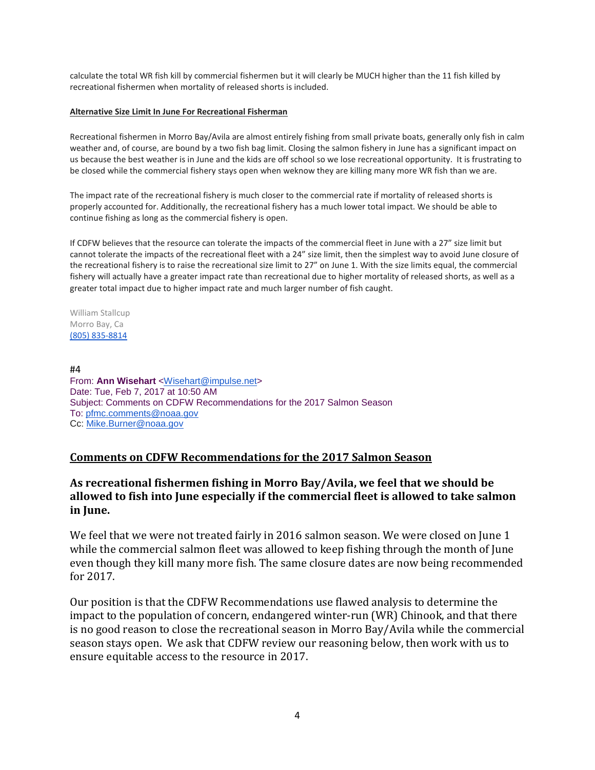calculate the total WR fish kill by commercial fishermen but it will clearly be MUCH higher than the 11 fish killed by recreational fishermen when mortality of released shorts is included.

**Alternative Size Limit In June For Recreational Fisherman**

Recreational fishermen in Morro Bay/Avila are almost entirely fishing from small private boats, generally only fish in calm weather and, of course, are bound by a two fish bag limit. Closing the salmon fishery in June has a significant impact on us because the best weather is in June and the kids are off school so we lose recreational opportunity. It is frustrating to be closed while the commercial fishery stays open when weknow they are killing many more WR fish than we are.

The impact rate of the recreational fishery is much closer to the commercial rate if mortality of released shorts is properly accounted for. Additionally, the recreational fishery has a much lower total impact. We should be able to continue fishing as long as the commercial fishery is open.

If CDFW believes that the resource can tolerate the impacts of the commercial fleet in June with a 27" size limit but cannot tolerate the impacts of the recreational fleet with a 24" size limit, then the simplest way to avoid June closure of the recreational fishery is to raise the recreational size limit to 27" on June 1. With the size limits equal, the commercial fishery will actually have a greater impact rate than recreational due to higher mortality of released shorts, as well as a greater total impact due to higher impact rate and much larger number of fish caught.

William Stallcup
Morro Bay, Ca
(805) 835-8814

#4
From: **Ann Wisehart** <Wisehart@impulse.net>
Date: Tue, Feb 7, 2017 at 10:50 AM
Subject: Comments on CDFW Recommendations for the 2017 Salmon Season
To: pfmc.comments@noaa.gov
Cc: Mike.Burner@noaa.gov

## Comments on CDFW Recommendations for the 2017 Salmon Season

### As recreational fishermen fishing in Morro Bay/Avila, we feel that we should be allowed to fish into June especially if the commercial fleet is allowed to take salmon in June.

We feel that we were not treated fairly in 2016 salmon season. We were closed on June 1 while the commercial salmon fleet was allowed to keep fishing through the month of June even though they kill many more fish. The same closure dates are now being recommended for 2017.

Our position is that the CDFW Recommendations use flawed analysis to determine the impact to the population of concern, endangered winter-run (WR) Chinook, and that there is no good reason to close the recreational season in Morro Bay/Avila while the commercial season stays open. We ask that CDFW review our reasoning below, then work with us to ensure equitable access to the resource in 2017.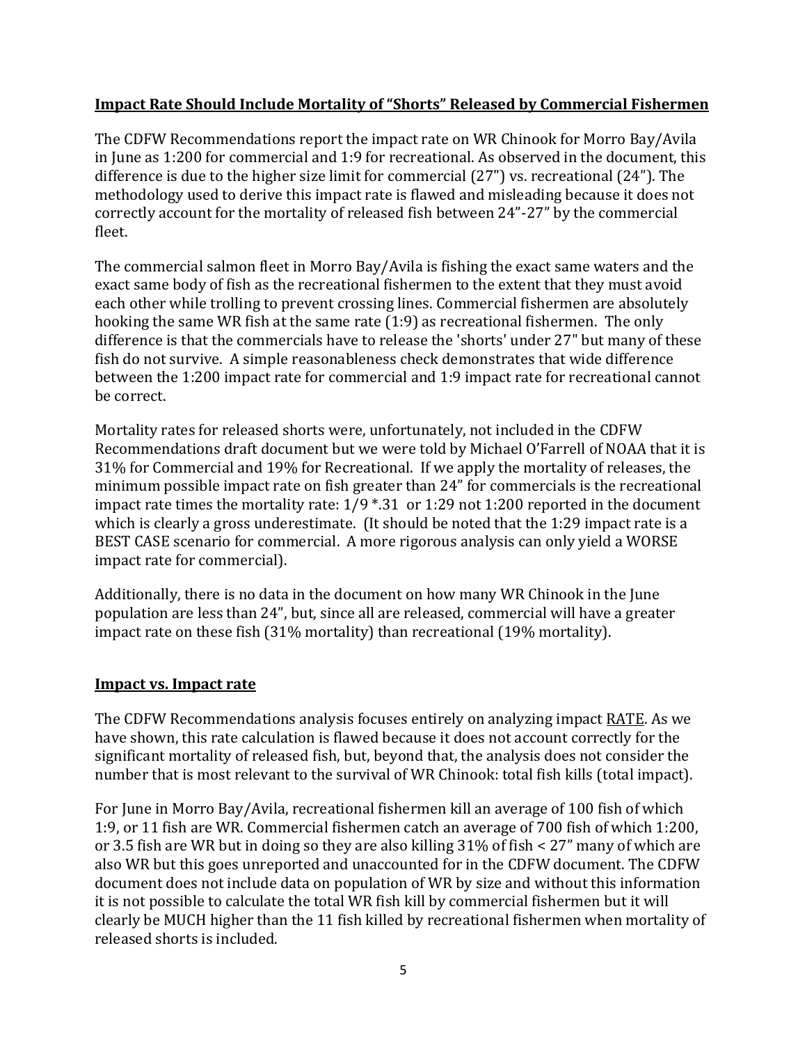**Impact Rate Should Include Mortality of "Shorts" Released by Commercial Fishermen**

The CDFW Recommendations report the impact rate on WR Chinook for Morro Bay/Avila in June as 1:200 for commercial and 1:9 for recreational. As observed in the document, this difference is due to the higher size limit for commercial (27") vs. recreational (24"). The methodology used to derive this impact rate is flawed and misleading because it does not correctly account for the mortality of released fish between 24"-27" by the commercial fleet.

The commercial salmon fleet in Morro Bay/Avila is fishing the exact same waters and the exact same body of fish as the recreational fishermen to the extent that they must avoid each other while trolling to prevent crossing lines. Commercial fishermen are absolutely hooking the same WR fish at the same rate (1:9) as recreational fishermen. The only difference is that the commercials have to release the 'shorts' under 27" but many of these fish do not survive. A simple reasonableness check demonstrates that wide difference between the 1:200 impact rate for commercial and 1:9 impact rate for recreational cannot be correct.

Mortality rates for released shorts were, unfortunately, not included in the CDFW Recommendations draft document but we were told by Michael O'Farrell of NOAA that it is 31% for Commercial and 19% for Recreational. If we apply the mortality of releases, the minimum possible impact rate on fish greater than 24" for commercials is the recreational impact rate times the mortality rate: 1/9 *.31 or 1:29 not 1:200 reported in the document which is clearly a gross underestimate. (It should be noted that the 1:29 impact rate is a BEST CASE scenario for commercial. A more rigorous analysis can only yield a WORSE impact rate for commercial).

Additionally, there is no data in the document on how many WR Chinook in the June population are less than 24", but, since all are released, commercial will have a greater impact rate on these fish (31% mortality) than recreational (19% mortality).

**Impact vs. Impact rate**

The CDFW Recommendations analysis focuses entirely on analyzing impact <u>RATE</u>. As we have shown, this rate calculation is flawed because it does not account correctly for the significant mortality of released fish, but, beyond that, the analysis does not consider the number that is most relevant to the survival of WR Chinook: total fish kills (total impact).

For June in Morro Bay/Avila, recreational fishermen kill an average of 100 fish of which 1:9, or 11 fish are WR. Commercial fishermen catch an average of 700 fish of which 1:200, or 3.5 fish are WR but in doing so they are also killing 31% of fish < 27" many of which are also WR but this goes unreported and unaccounted for in the CDFW document. The CDFW document does not include data on population of WR by size and without this information it is not possible to calculate the total WR fish kill by commercial fishermen but it will clearly be MUCH higher than the 11 fish killed by recreational fishermen when mortality of released shorts is included.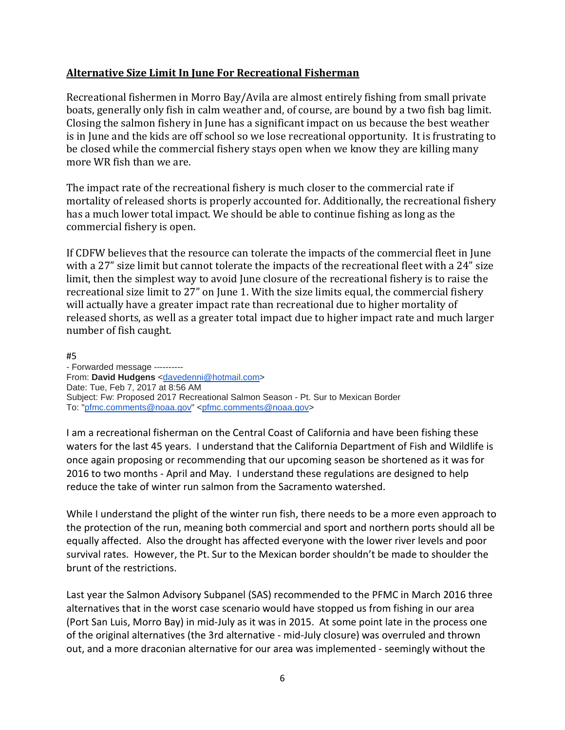## **Alternative Size Limit In June For Recreational Fisherman**

Recreational fishermen in Morro Bay/Avila are almost entirely fishing from small private boats, generally only fish in calm weather and, of course, are bound by a two fish bag limit. Closing the salmon fishery in June has a significant impact on us because the best weather is in June and the kids are off school so we lose recreational opportunity. It is frustrating to be closed while the commercial fishery stays open when we know they are killing many more WR fish than we are.

The impact rate of the recreational fishery is much closer to the commercial rate if mortality of released shorts is properly accounted for. Additionally, the recreational fishery has a much lower total impact. We should be able to continue fishing as long as the commercial fishery is open.

If CDFW believes that the resource can tolerate the impacts of the commercial fleet in June with a 27" size limit but cannot tolerate the impacts of the recreational fleet with a 24" size limit, then the simplest way to avoid June closure of the recreational fishery is to raise the recreational size limit to 27" on June 1. With the size limits equal, the commercial fishery will actually have a greater impact rate than recreational due to higher mortality of released shorts, as well as a greater total impact due to higher impact rate and much larger number of fish caught.

#5

- Forwarded message ----------
From: **David Hudgens** <davedenni@hotmail.com>
Date: Tue, Feb 7, 2017 at 8:56 AM
Subject: Fw: Proposed 2017 Recreational Salmon Season - Pt. Sur to Mexican Border
To: "pfmc.comments@noaa.gov" <pfmc.comments@noaa.gov>

I am a recreational fisherman on the Central Coast of California and have been fishing these waters for the last 45 years. I understand that the California Department of Fish and Wildlife is once again proposing or recommending that our upcoming season be shortened as it was for 2016 to two months - April and May. I understand these regulations are designed to help reduce the take of winter run salmon from the Sacramento watershed.

While I understand the plight of the winter run fish, there needs to be a more even approach to the protection of the run, meaning both commercial and sport and northern ports should all be equally affected. Also the drought has affected everyone with the lower river levels and poor survival rates. However, the Pt. Sur to the Mexican border shouldn't be made to shoulder the brunt of the restrictions.

Last year the Salmon Advisory Subpanel (SAS) recommended to the PFMC in March 2016 three alternatives that in the worst case scenario would have stopped us from fishing in our area (Port San Luis, Morro Bay) in mid-July as it was in 2015. At some point late in the process one of the original alternatives (the 3rd alternative - mid-July closure) was overruled and thrown out, and a more draconian alternative for our area was implemented - seemingly without the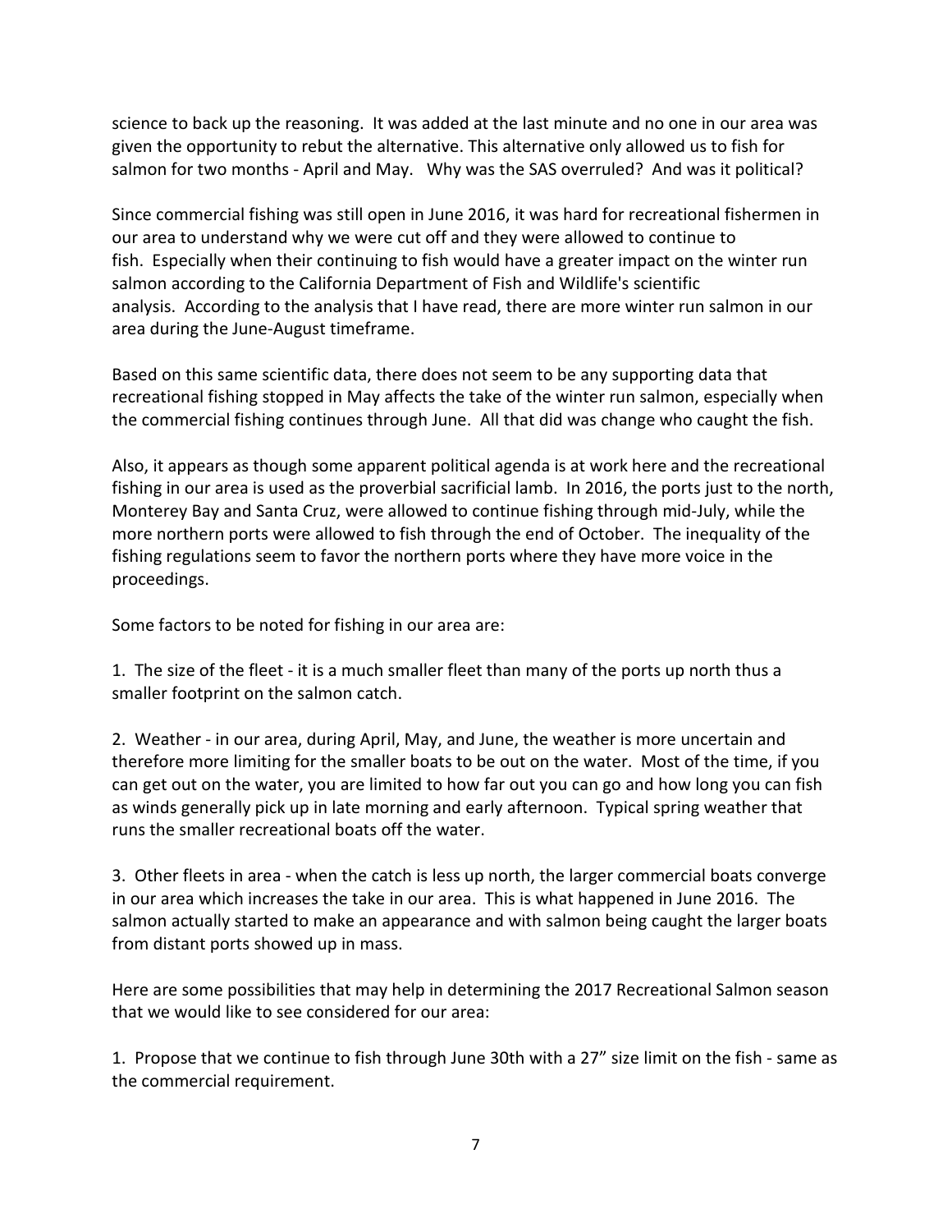science to back up the reasoning. It was added at the last minute and no one in our area was given the opportunity to rebut the alternative. This alternative only allowed us to fish for salmon for two months - April and May. Why was the SAS overruled? And was it political?

Since commercial fishing was still open in June 2016, it was hard for recreational fishermen in our area to understand why we were cut off and they were allowed to continue to fish. Especially when their continuing to fish would have a greater impact on the winter run salmon according to the California Department of Fish and Wildlife's scientific analysis. According to the analysis that I have read, there are more winter run salmon in our area during the June-August timeframe.

Based on this same scientific data, there does not seem to be any supporting data that recreational fishing stopped in May affects the take of the winter run salmon, especially when the commercial fishing continues through June. All that did was change who caught the fish.

Also, it appears as though some apparent political agenda is at work here and the recreational fishing in our area is used as the proverbial sacrificial lamb. In 2016, the ports just to the north, Monterey Bay and Santa Cruz, were allowed to continue fishing through mid-July, while the more northern ports were allowed to fish through the end of October. The inequality of the fishing regulations seem to favor the northern ports where they have more voice in the proceedings.

Some factors to be noted for fishing in our area are:

1. The size of the fleet - it is a much smaller fleet than many of the ports up north thus a smaller footprint on the salmon catch.

2. Weather - in our area, during April, May, and June, the weather is more uncertain and therefore more limiting for the smaller boats to be out on the water. Most of the time, if you can get out on the water, you are limited to how far out you can go and how long you can fish as winds generally pick up in late morning and early afternoon. Typical spring weather that runs the smaller recreational boats off the water.

3. Other fleets in area - when the catch is less up north, the larger commercial boats converge in our area which increases the take in our area. This is what happened in June 2016. The salmon actually started to make an appearance and with salmon being caught the larger boats from distant ports showed up in mass.

Here are some possibilities that may help in determining the 2017 Recreational Salmon season that we would like to see considered for our area:

1. Propose that we continue to fish through June 30th with a 27" size limit on the fish - same as the commercial requirement.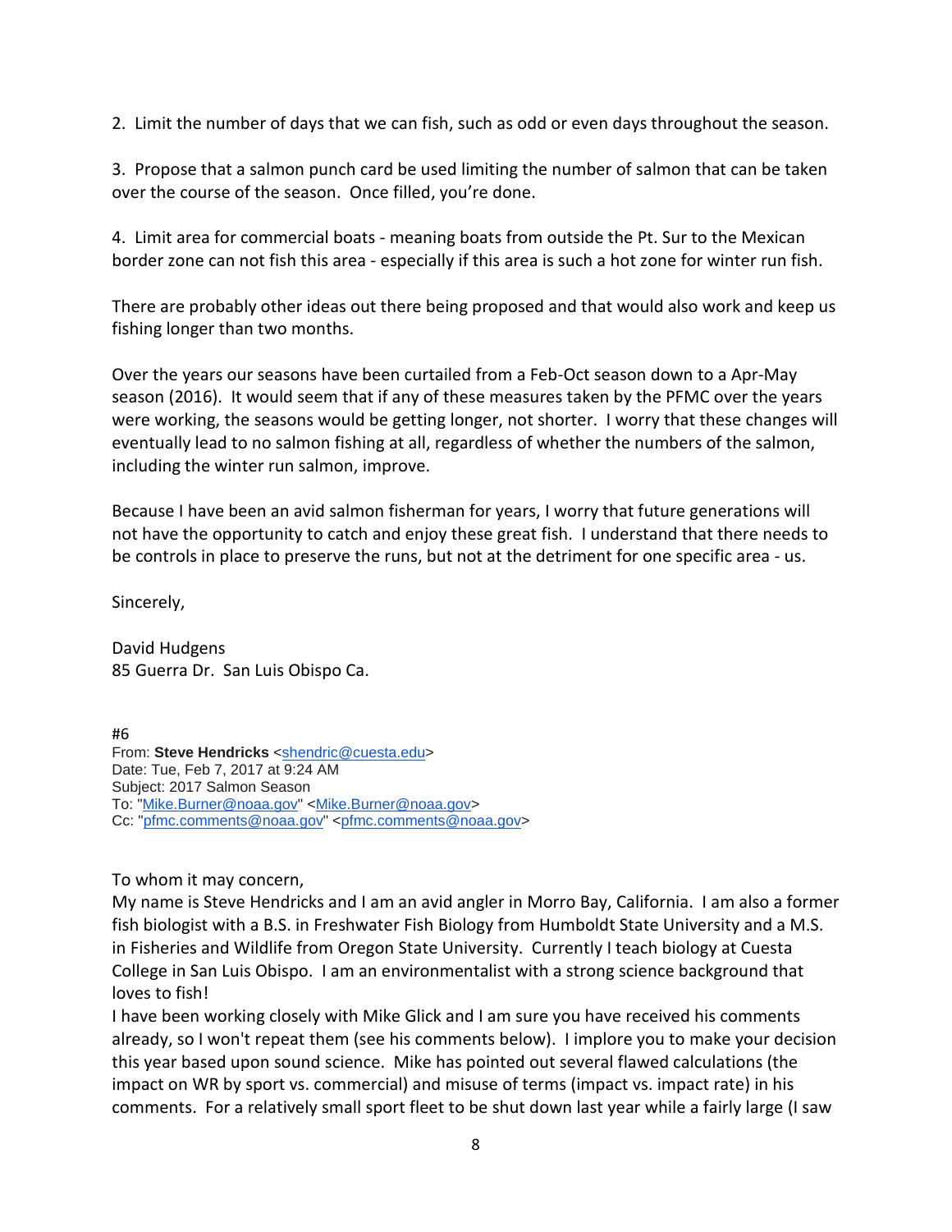2. Limit the number of days that we can fish, such as odd or even days throughout the season.

3. Propose that a salmon punch card be used limiting the number of salmon that can be taken over the course of the season. Once filled, you're done.

4. Limit area for commercial boats - meaning boats from outside the Pt. Sur to the Mexican border zone can not fish this area - especially if this area is such a hot zone for winter run fish.

There are probably other ideas out there being proposed and that would also work and keep us fishing longer than two months.

Over the years our seasons have been curtailed from a Feb-Oct season down to a Apr-May season (2016). It would seem that if any of these measures taken by the PFMC over the years were working, the seasons would be getting longer, not shorter. I worry that these changes will eventually lead to no salmon fishing at all, regardless of whether the numbers of the salmon, including the winter run salmon, improve.

Because I have been an avid salmon fisherman for years, I worry that future generations will not have the opportunity to catch and enjoy these great fish. I understand that there needs to be controls in place to preserve the runs, but not at the detriment for one specific area - us.

Sincerely,

David Hudgens
85 Guerra Dr. San Luis Obispo Ca.

#6
From: **Steve Hendricks** <shendric@cuesta.edu>
Date: Tue, Feb 7, 2017 at 9:24 AM
Subject: 2017 Salmon Season
To: "Mike.Burner@noaa.gov" <Mike.Burner@noaa.gov>
Cc: "pfmc.comments@noaa.gov" <pfmc.comments@noaa.gov>

To whom it may concern,
My name is Steve Hendricks and I am an avid angler in Morro Bay, California. I am also a former fish biologist with a B.S. in Freshwater Fish Biology from Humboldt State University and a M.S. in Fisheries and Wildlife from Oregon State University. Currently I teach biology at Cuesta College in San Luis Obispo. I am an environmentalist with a strong science background that loves to fish!
I have been working closely with Mike Glick and I am sure you have received his comments already, so I won't repeat them (see his comments below). I implore you to make your decision this year based upon sound science. Mike has pointed out several flawed calculations (the impact on WR by sport vs. commercial) and misuse of terms (impact vs. impact rate) in his comments. For a relatively small sport fleet to be shut down last year while a fairly large (I saw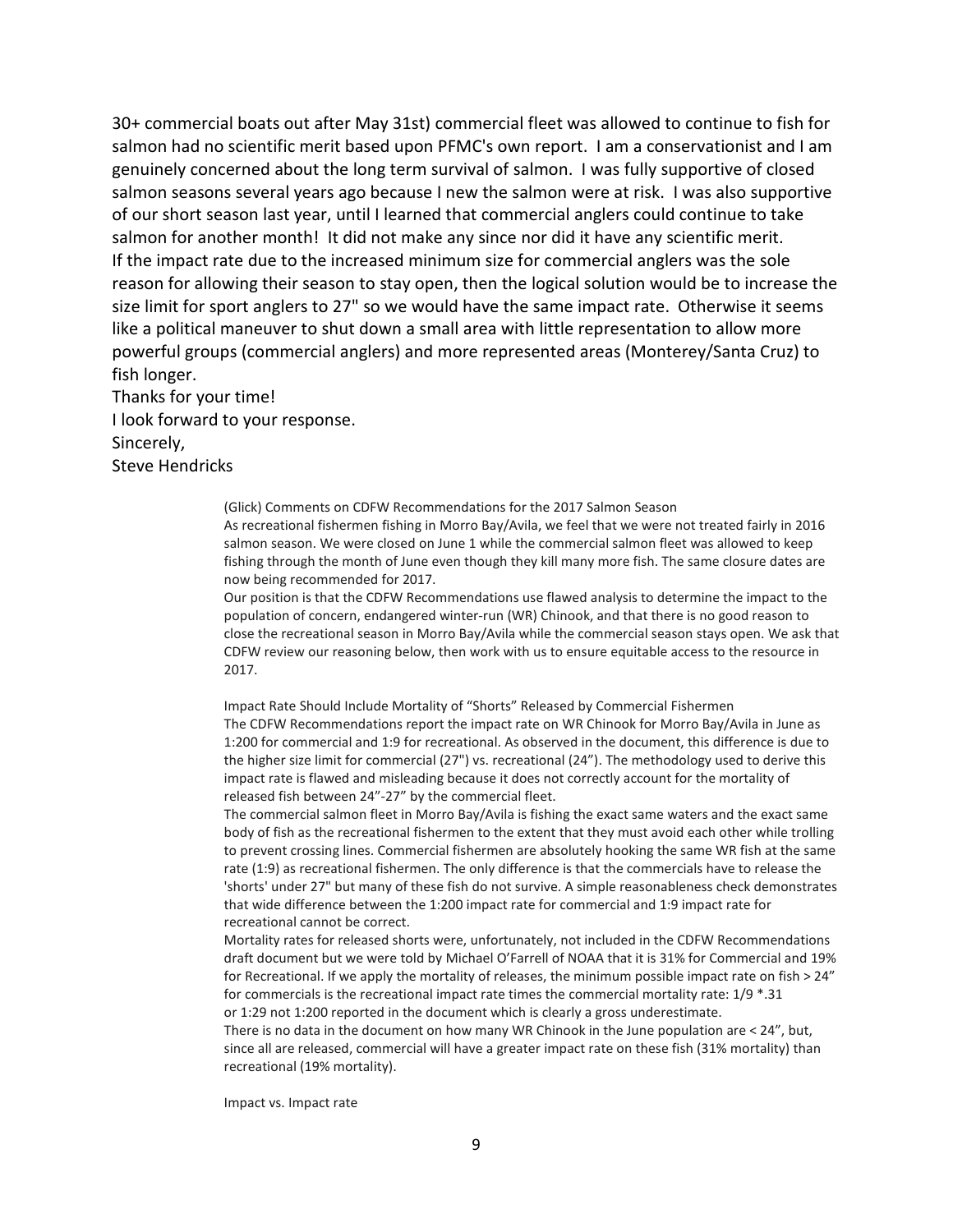30+ commercial boats out after May 31st) commercial fleet was allowed to continue to fish for salmon had no scientific merit based upon PFMC's own report. I am a conservationist and I am genuinely concerned about the long term survival of salmon. I was fully supportive of closed salmon seasons several years ago because I new the salmon were at risk. I was also supportive of our short season last year, until I learned that commercial anglers could continue to take salmon for another month! It did not make any since nor did it have any scientific merit.
If the impact rate due to the increased minimum size for commercial anglers was the sole reason for allowing their season to stay open, then the logical solution would be to increase the size limit for sport anglers to 27" so we would have the same impact rate. Otherwise it seems like a political maneuver to shut down a small area with little representation to allow more powerful groups (commercial anglers) and more represented areas (Monterey/Santa Cruz) to fish longer.
Thanks for your time!
I look forward to your response.
Sincerely,
Steve Hendricks

(Glick) Comments on CDFW Recommendations for the 2017 Salmon Season
As recreational fishermen fishing in Morro Bay/Avila, we feel that we were not treated fairly in 2016 salmon season. We were closed on June 1 while the commercial salmon fleet was allowed to keep fishing through the month of June even though they kill many more fish. The same closure dates are now being recommended for 2017.
Our position is that the CDFW Recommendations use flawed analysis to determine the impact to the population of concern, endangered winter-run (WR) Chinook, and that there is no good reason to close the recreational season in Morro Bay/Avila while the commercial season stays open. We ask that CDFW review our reasoning below, then work with us to ensure equitable access to the resource in 2017.

Impact Rate Should Include Mortality of "Shorts" Released by Commercial Fishermen
The CDFW Recommendations report the impact rate on WR Chinook for Morro Bay/Avila in June as 1:200 for commercial and 1:9 for recreational. As observed in the document, this difference is due to the higher size limit for commercial (27") vs. recreational (24"). The methodology used to derive this impact rate is flawed and misleading because it does not correctly account for the mortality of released fish between 24"-27" by the commercial fleet.
The commercial salmon fleet in Morro Bay/Avila is fishing the exact same waters and the exact same body of fish as the recreational fishermen to the extent that they must avoid each other while trolling to prevent crossing lines. Commercial fishermen are absolutely hooking the same WR fish at the same rate (1:9) as recreational fishermen. The only difference is that the commercials have to release the 'shorts' under 27" but many of these fish do not survive. A simple reasonableness check demonstrates that wide difference between the 1:200 impact rate for commercial and 1:9 impact rate for recreational cannot be correct.
Mortality rates for released shorts were, unfortunately, not included in the CDFW Recommendations draft document but we were told by Michael O'Farrell of NOAA that it is 31% for Commercial and 19% for Recreational. If we apply the mortality of releases, the minimum possible impact rate on fish > 24" for commercials is the recreational impact rate times the commercial mortality rate: 1/9 *.31 or 1:29 not 1:200 reported in the document which is clearly a gross underestimate.
There is no data in the document on how many WR Chinook in the June population are < 24", but, since all are released, commercial will have a greater impact rate on these fish (31% mortality) than recreational (19% mortality).

Impact vs. Impact rate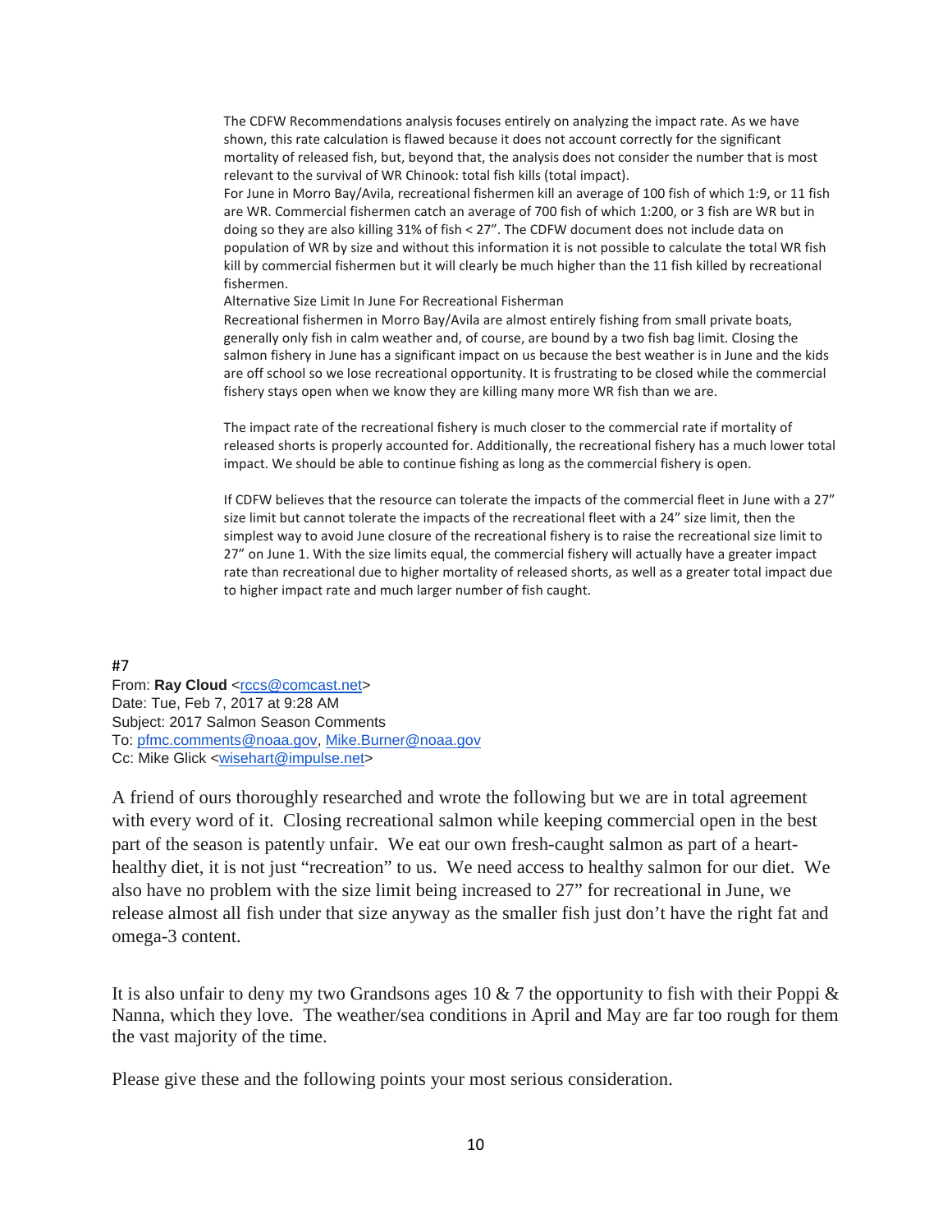The CDFW Recommendations analysis focuses entirely on analyzing the impact rate. As we have shown, this rate calculation is flawed because it does not account correctly for the significant mortality of released fish, but, beyond that, the analysis does not consider the number that is most relevant to the survival of WR Chinook: total fish kills (total impact).

For June in Morro Bay/Avila, recreational fishermen kill an average of 100 fish of which 1:9, or 11 fish are WR. Commercial fishermen catch an average of 700 fish of which 1:200, or 3 fish are WR but in doing so they are also killing 31% of fish < 27". The CDFW document does not include data on population of WR by size and without this information it is not possible to calculate the total WR fish kill by commercial fishermen but it will clearly be much higher than the 11 fish killed by recreational fishermen.

Alternative Size Limit In June For Recreational Fisherman

Recreational fishermen in Morro Bay/Avila are almost entirely fishing from small private boats, generally only fish in calm weather and, of course, are bound by a two fish bag limit. Closing the salmon fishery in June has a significant impact on us because the best weather is in June and the kids are off school so we lose recreational opportunity. It is frustrating to be closed while the commercial fishery stays open when we know they are killing many more WR fish than we are.

The impact rate of the recreational fishery is much closer to the commercial rate if mortality of released shorts is properly accounted for. Additionally, the recreational fishery has a much lower total impact. We should be able to continue fishing as long as the commercial fishery is open.

If CDFW believes that the resource can tolerate the impacts of the commercial fleet in June with a 27" size limit but cannot tolerate the impacts of the recreational fleet with a 24" size limit, then the simplest way to avoid June closure of the recreational fishery is to raise the recreational size limit to 27" on June 1. With the size limits equal, the commercial fishery will actually have a greater impact rate than recreational due to higher mortality of released shorts, as well as a greater total impact due to higher impact rate and much larger number of fish caught.

#7

From: **Ray Cloud** <rccs@comcast.net>
Date: Tue, Feb 7, 2017 at 9:28 AM
Subject: 2017 Salmon Season Comments
To: pfmc.comments@noaa.gov, Mike.Burner@noaa.gov
Cc: Mike Glick <wisehart@impulse.net>

A friend of ours thoroughly researched and wrote the following but we are in total agreement with every word of it. Closing recreational salmon while keeping commercial open in the best part of the season is patently unfair. We eat our own fresh-caught salmon as part of a heart-healthy diet, it is not just "recreation" to us. We need access to healthy salmon for our diet. We also have no problem with the size limit being increased to 27" for recreational in June, we release almost all fish under that size anyway as the smaller fish just don't have the right fat and omega-3 content.

It is also unfair to deny my two Grandsons ages 10 & 7 the opportunity to fish with their Poppi & Nanna, which they love. The weather/sea conditions in April and May are far too rough for them the vast majority of the time.

Please give these and the following points your most serious consideration.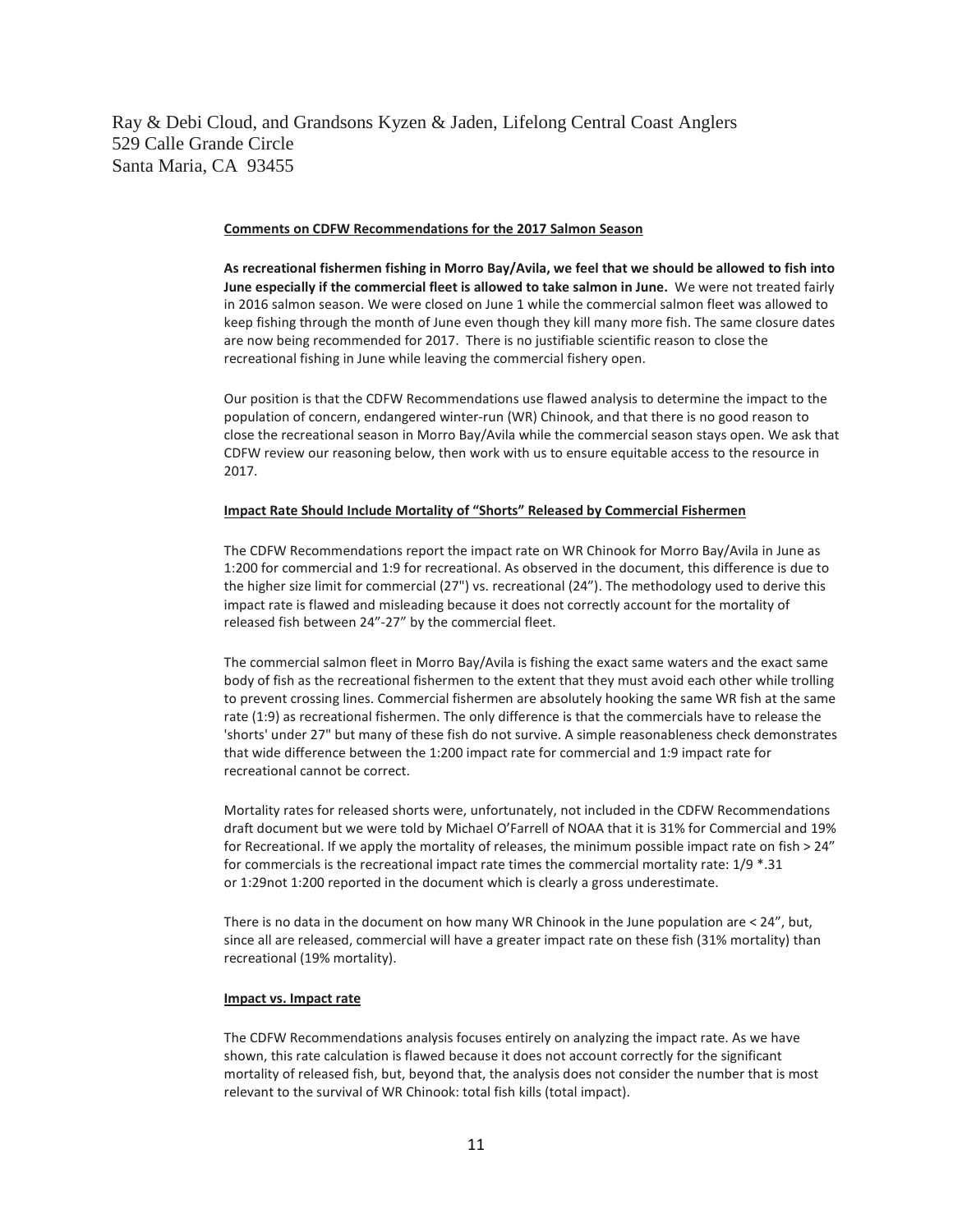Ray & Debi Cloud, and Grandsons Kyzen & Jaden, Lifelong Central Coast Anglers
529 Calle Grande Circle
Santa Maria, CA 93455

**Comments on CDFW Recommendations for the 2017 Salmon Season**

**As recreational fishermen fishing in Morro Bay/Avila, we feel that we should be allowed to fish into June especially if the commercial fleet is allowed to take salmon in June.** We were not treated fairly in 2016 salmon season. We were closed on June 1 while the commercial salmon fleet was allowed to keep fishing through the month of June even though they kill many more fish. The same closure dates are now being recommended for 2017. There is no justifiable scientific reason to close the recreational fishing in June while leaving the commercial fishery open.

Our position is that the CDFW Recommendations use flawed analysis to determine the impact to the population of concern, endangered winter-run (WR) Chinook, and that there is no good reason to close the recreational season in Morro Bay/Avila while the commercial season stays open. We ask that CDFW review our reasoning below, then work with us to ensure equitable access to the resource in 2017.

**Impact Rate Should Include Mortality of "Shorts" Released by Commercial Fishermen**

The CDFW Recommendations report the impact rate on WR Chinook for Morro Bay/Avila in June as 1:200 for commercial and 1:9 for recreational. As observed in the document, this difference is due to the higher size limit for commercial (27") vs. recreational (24"). The methodology used to derive this impact rate is flawed and misleading because it does not correctly account for the mortality of released fish between 24"-27" by the commercial fleet.

The commercial salmon fleet in Morro Bay/Avila is fishing the exact same waters and the exact same body of fish as the recreational fishermen to the extent that they must avoid each other while trolling to prevent crossing lines. Commercial fishermen are absolutely hooking the same WR fish at the same rate (1:9) as recreational fishermen. The only difference is that the commercials have to release the 'shorts' under 27" but many of these fish do not survive. A simple reasonableness check demonstrates that wide difference between the 1:200 impact rate for commercial and 1:9 impact rate for recreational cannot be correct.

Mortality rates for released shorts were, unfortunately, not included in the CDFW Recommendations draft document but we were told by Michael O'Farrell of NOAA that it is 31% for Commercial and 19% for Recreational. If we apply the mortality of releases, the minimum possible impact rate on fish > 24" for commercials is the recreational impact rate times the commercial mortality rate: 1/9 *.31 or 1:29not 1:200 reported in the document which is clearly a gross underestimate.

There is no data in the document on how many WR Chinook in the June population are < 24", but, since all are released, commercial will have a greater impact rate on these fish (31% mortality) than recreational (19% mortality).

**Impact vs. Impact rate**

The CDFW Recommendations analysis focuses entirely on analyzing the impact rate. As we have shown, this rate calculation is flawed because it does not account correctly for the significant mortality of released fish, but, beyond that, the analysis does not consider the number that is most relevant to the survival of WR Chinook: total fish kills (total impact).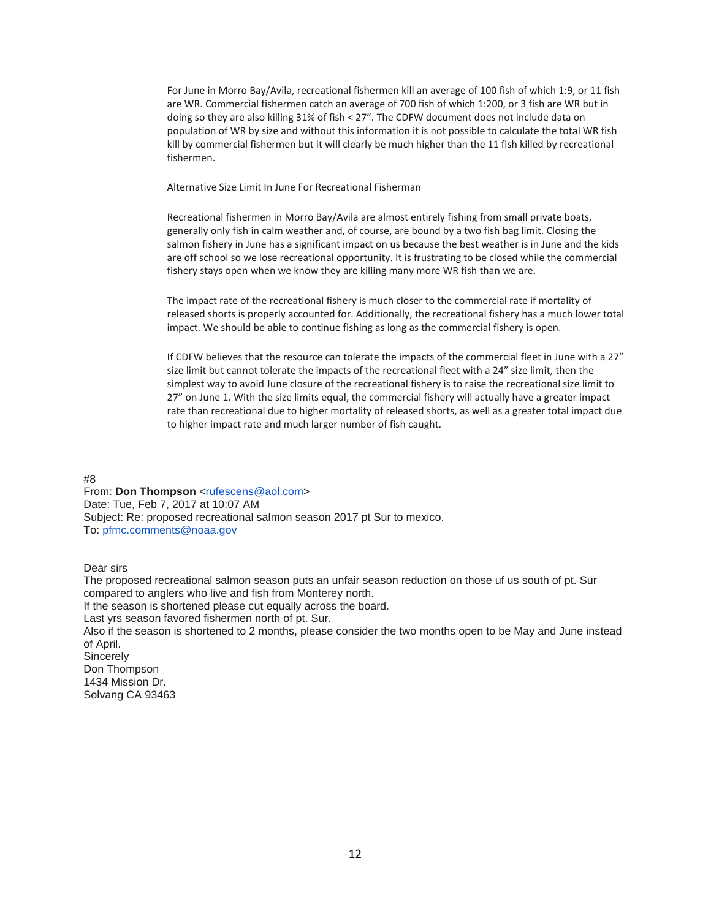For June in Morro Bay/Avila, recreational fishermen kill an average of 100 fish of which 1:9, or 11 fish are WR. Commercial fishermen catch an average of 700 fish of which 1:200, or 3 fish are WR but in doing so they are also killing 31% of fish < 27". The CDFW document does not include data on population of WR by size and without this information it is not possible to calculate the total WR fish kill by commercial fishermen but it will clearly be much higher than the 11 fish killed by recreational fishermen.

Alternative Size Limit In June For Recreational Fisherman

Recreational fishermen in Morro Bay/Avila are almost entirely fishing from small private boats, generally only fish in calm weather and, of course, are bound by a two fish bag limit. Closing the salmon fishery in June has a significant impact on us because the best weather is in June and the kids are off school so we lose recreational opportunity. It is frustrating to be closed while the commercial fishery stays open when we know they are killing many more WR fish than we are.

The impact rate of the recreational fishery is much closer to the commercial rate if mortality of released shorts is properly accounted for. Additionally, the recreational fishery has a much lower total impact. We should be able to continue fishing as long as the commercial fishery is open.

If CDFW believes that the resource can tolerate the impacts of the commercial fleet in June with a 27" size limit but cannot tolerate the impacts of the recreational fleet with a 24" size limit, then the simplest way to avoid June closure of the recreational fishery is to raise the recreational size limit to 27" on June 1. With the size limits equal, the commercial fishery will actually have a greater impact rate than recreational due to higher mortality of released shorts, as well as a greater total impact due to higher impact rate and much larger number of fish caught.

#8

From: **Don Thompson** <rufescens@aol.com>
Date: Tue, Feb 7, 2017 at 10:07 AM
Subject: Re: proposed recreational salmon season 2017 pt Sur to mexico.
To: pfmc.comments@noaa.gov

Dear sirs

The proposed recreational salmon season puts an unfair season reduction on those uf us south of pt. Sur compared to anglers who live and fish from Monterey north.

If the season is shortened please cut equally across the board.

Last yrs season favored fishermen north of pt. Sur.

Also if the season is shortened to 2 months, please consider the two months open to be May and June instead of April.

Sincerely
Don Thompson
1434 Mission Dr.
Solvang CA 93463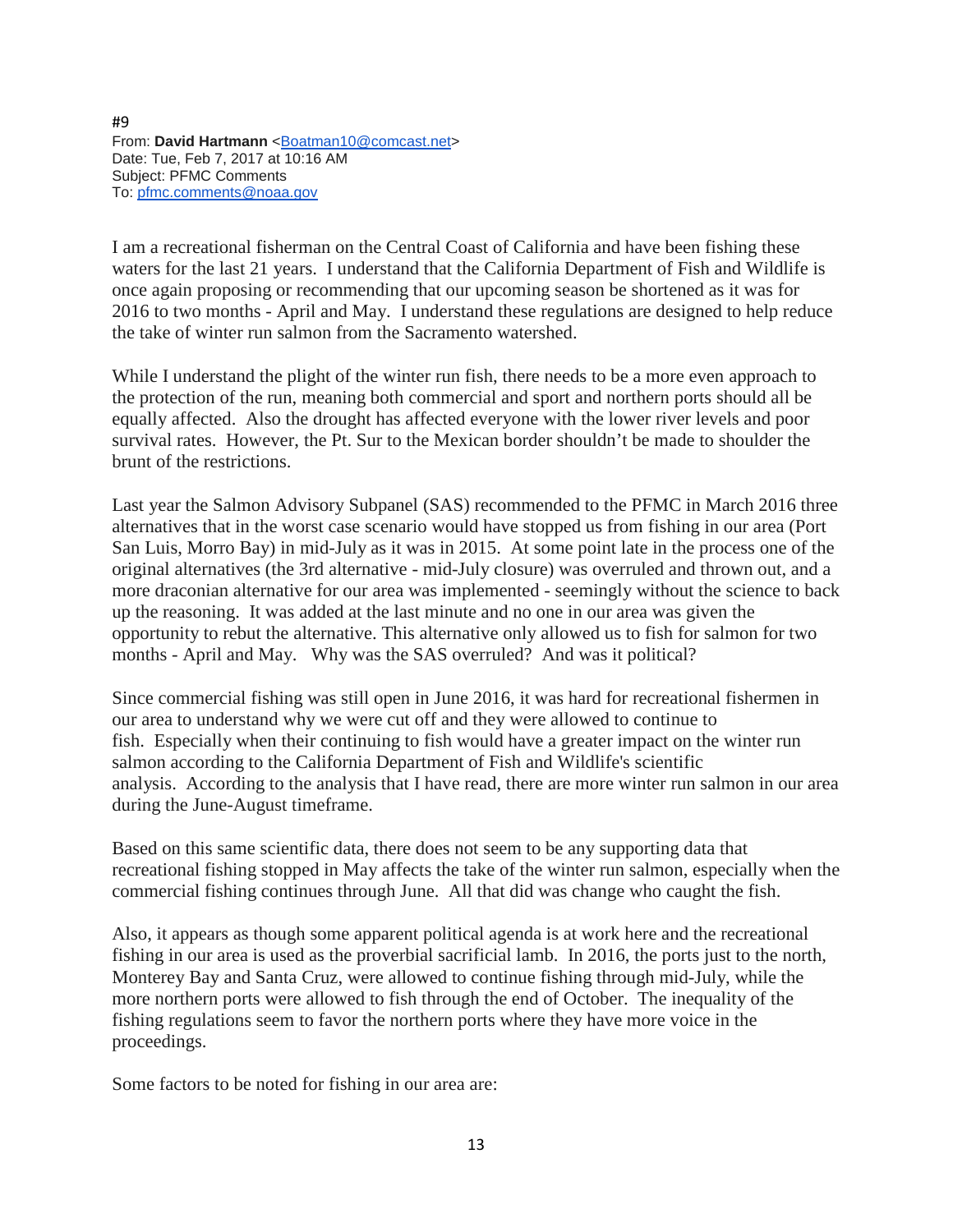#9
From: **David Hartmann** <Boatman10@comcast.net>
Date: Tue, Feb 7, 2017 at 10:16 AM
Subject: PFMC Comments
To: pfmc.comments@noaa.gov

I am a recreational fisherman on the Central Coast of California and have been fishing these waters for the last 21 years. I understand that the California Department of Fish and Wildlife is once again proposing or recommending that our upcoming season be shortened as it was for 2016 to two months - April and May. I understand these regulations are designed to help reduce the take of winter run salmon from the Sacramento watershed.

While I understand the plight of the winter run fish, there needs to be a more even approach to the protection of the run, meaning both commercial and sport and northern ports should all be equally affected. Also the drought has affected everyone with the lower river levels and poor survival rates. However, the Pt. Sur to the Mexican border shouldn't be made to shoulder the brunt of the restrictions.

Last year the Salmon Advisory Subpanel (SAS) recommended to the PFMC in March 2016 three alternatives that in the worst case scenario would have stopped us from fishing in our area (Port San Luis, Morro Bay) in mid-July as it was in 2015. At some point late in the process one of the original alternatives (the 3rd alternative - mid-July closure) was overruled and thrown out, and a more draconian alternative for our area was implemented - seemingly without the science to back up the reasoning. It was added at the last minute and no one in our area was given the opportunity to rebut the alternative. This alternative only allowed us to fish for salmon for two months - April and May. Why was the SAS overruled? And was it political?

Since commercial fishing was still open in June 2016, it was hard for recreational fishermen in our area to understand why we were cut off and they were allowed to continue to fish. Especially when their continuing to fish would have a greater impact on the winter run salmon according to the California Department of Fish and Wildlife's scientific analysis. According to the analysis that I have read, there are more winter run salmon in our area during the June-August timeframe.

Based on this same scientific data, there does not seem to be any supporting data that recreational fishing stopped in May affects the take of the winter run salmon, especially when the commercial fishing continues through June. All that did was change who caught the fish.

Also, it appears as though some apparent political agenda is at work here and the recreational fishing in our area is used as the proverbial sacrificial lamb. In 2016, the ports just to the north, Monterey Bay and Santa Cruz, were allowed to continue fishing through mid-July, while the more northern ports were allowed to fish through the end of October. The inequality of the fishing regulations seem to favor the northern ports where they have more voice in the proceedings.

Some factors to be noted for fishing in our area are: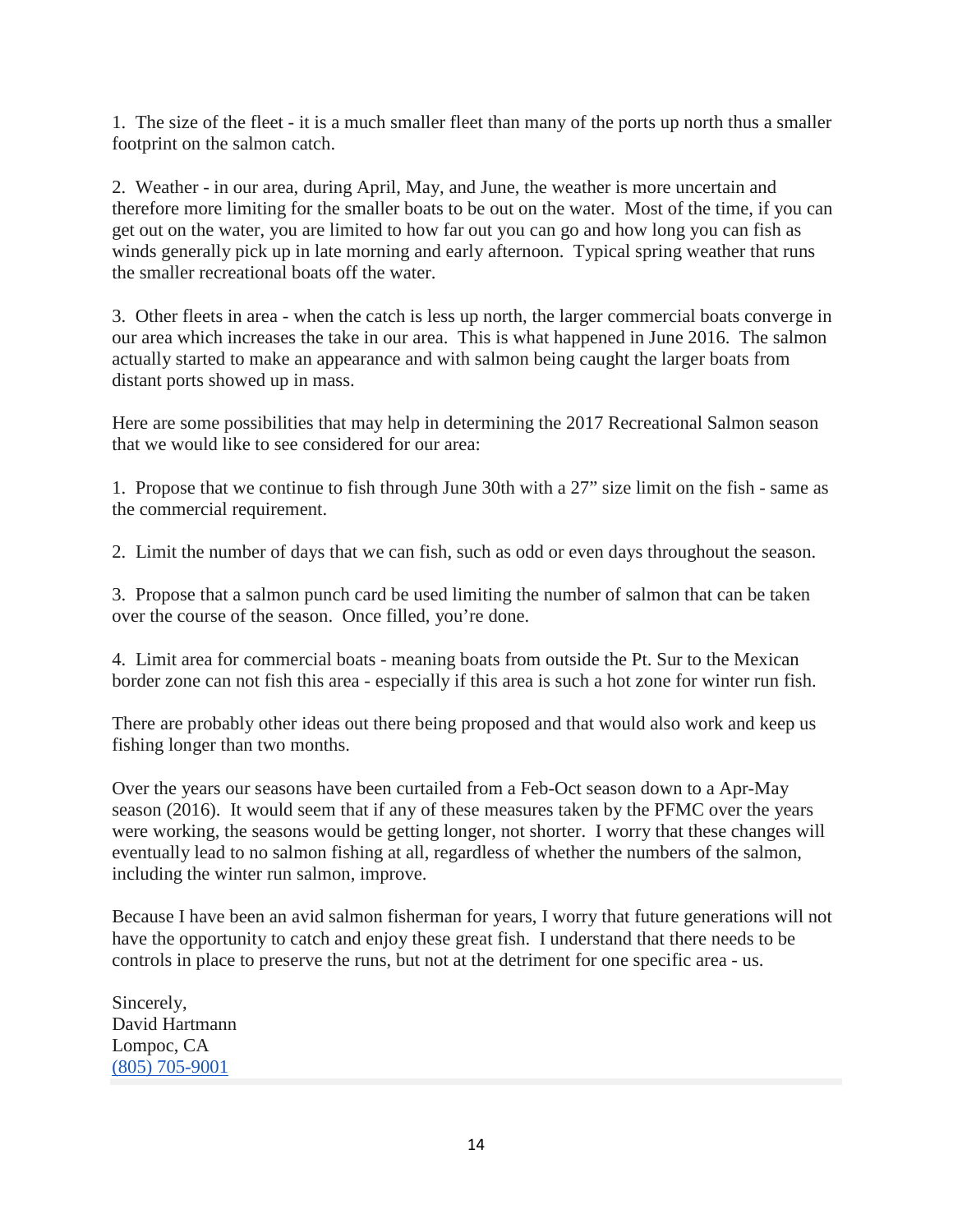1. The size of the fleet - it is a much smaller fleet than many of the ports up north thus a smaller footprint on the salmon catch.

2. Weather - in our area, during April, May, and June, the weather is more uncertain and therefore more limiting for the smaller boats to be out on the water. Most of the time, if you can get out on the water, you are limited to how far out you can go and how long you can fish as winds generally pick up in late morning and early afternoon. Typical spring weather that runs the smaller recreational boats off the water.

3. Other fleets in area - when the catch is less up north, the larger commercial boats converge in our area which increases the take in our area. This is what happened in June 2016. The salmon actually started to make an appearance and with salmon being caught the larger boats from distant ports showed up in mass.

Here are some possibilities that may help in determining the 2017 Recreational Salmon season that we would like to see considered for our area:

1. Propose that we continue to fish through June 30th with a 27" size limit on the fish - same as the commercial requirement.

2. Limit the number of days that we can fish, such as odd or even days throughout the season.

3. Propose that a salmon punch card be used limiting the number of salmon that can be taken over the course of the season. Once filled, you're done.

4. Limit area for commercial boats - meaning boats from outside the Pt. Sur to the Mexican border zone can not fish this area - especially if this area is such a hot zone for winter run fish.

There are probably other ideas out there being proposed and that would also work and keep us fishing longer than two months.

Over the years our seasons have been curtailed from a Feb-Oct season down to a Apr-May season (2016). It would seem that if any of these measures taken by the PFMC over the years were working, the seasons would be getting longer, not shorter. I worry that these changes will eventually lead to no salmon fishing at all, regardless of whether the numbers of the salmon, including the winter run salmon, improve.

Because I have been an avid salmon fisherman for years, I worry that future generations will not have the opportunity to catch and enjoy these great fish. I understand that there needs to be controls in place to preserve the runs, but not at the detriment for one specific area - us.

Sincerely,
David Hartmann
Lompoc, CA
(805) 705-9001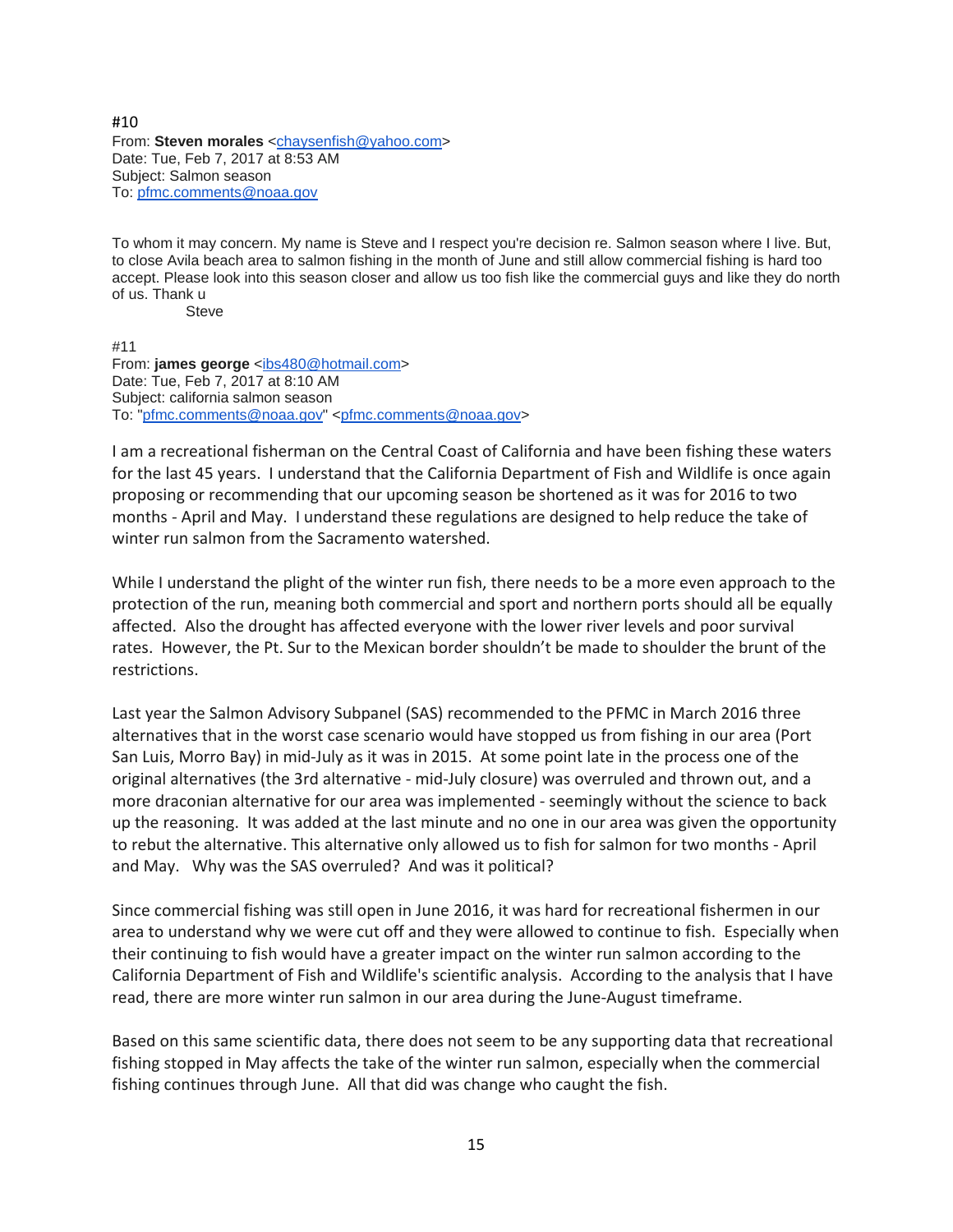#10

From: **Steven morales** <chaysenfish@yahoo.com>
Date: Tue, Feb 7, 2017 at 8:53 AM
Subject: Salmon season
To: pfmc.comments@noaa.gov

To whom it may concern. My name is Steve and I respect you're decision re. Salmon season where I live. But, to close Avila beach area to salmon fishing in the month of June and still allow commercial fishing is hard too accept. Please look into this season closer and allow us too fish like the commercial guys and like they do north of us. Thank u

Steve

#11

From: **james george** <ibs480@hotmail.com>
Date: Tue, Feb 7, 2017 at 8:10 AM
Subject: california salmon season
To: "pfmc.comments@noaa.gov" <pfmc.comments@noaa.gov>

I am a recreational fisherman on the Central Coast of California and have been fishing these waters for the last 45 years. I understand that the California Department of Fish and Wildlife is once again proposing or recommending that our upcoming season be shortened as it was for 2016 to two months - April and May. I understand these regulations are designed to help reduce the take of winter run salmon from the Sacramento watershed.

While I understand the plight of the winter run fish, there needs to be a more even approach to the protection of the run, meaning both commercial and sport and northern ports should all be equally affected. Also the drought has affected everyone with the lower river levels and poor survival rates. However, the Pt. Sur to the Mexican border shouldn't be made to shoulder the brunt of the restrictions.

Last year the Salmon Advisory Subpanel (SAS) recommended to the PFMC in March 2016 three alternatives that in the worst case scenario would have stopped us from fishing in our area (Port San Luis, Morro Bay) in mid-July as it was in 2015. At some point late in the process one of the original alternatives (the 3rd alternative - mid-July closure) was overruled and thrown out, and a more draconian alternative for our area was implemented - seemingly without the science to back up the reasoning. It was added at the last minute and no one in our area was given the opportunity to rebut the alternative. This alternative only allowed us to fish for salmon for two months - April and May. Why was the SAS overruled? And was it political?

Since commercial fishing was still open in June 2016, it was hard for recreational fishermen in our area to understand why we were cut off and they were allowed to continue to fish. Especially when their continuing to fish would have a greater impact on the winter run salmon according to the California Department of Fish and Wildlife's scientific analysis. According to the analysis that I have read, there are more winter run salmon in our area during the June-August timeframe.

Based on this same scientific data, there does not seem to be any supporting data that recreational fishing stopped in May affects the take of the winter run salmon, especially when the commercial fishing continues through June. All that did was change who caught the fish.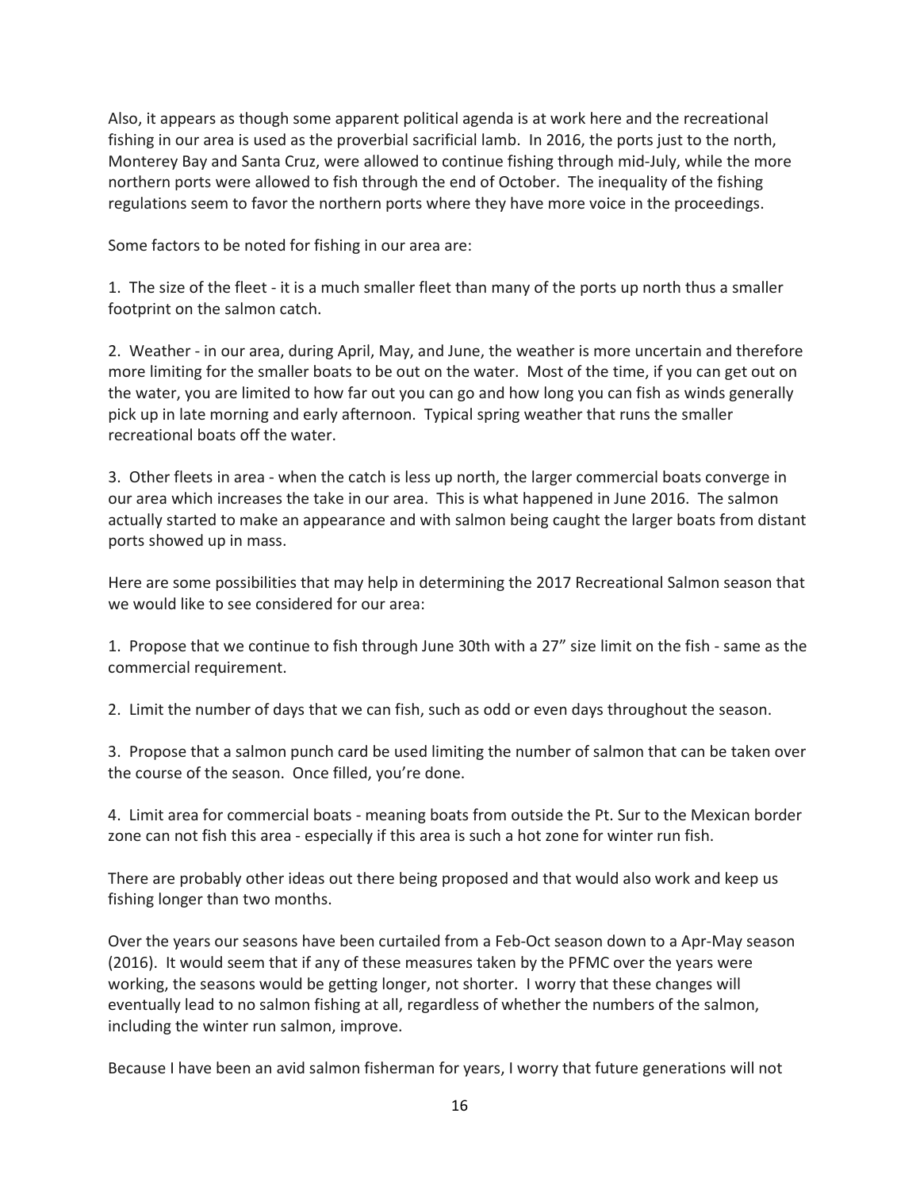Also, it appears as though some apparent political agenda is at work here and the recreational fishing in our area is used as the proverbial sacrificial lamb. In 2016, the ports just to the north, Monterey Bay and Santa Cruz, were allowed to continue fishing through mid-July, while the more northern ports were allowed to fish through the end of October. The inequality of the fishing regulations seem to favor the northern ports where they have more voice in the proceedings.

Some factors to be noted for fishing in our area are:

1. The size of the fleet - it is a much smaller fleet than many of the ports up north thus a smaller footprint on the salmon catch.

2. Weather - in our area, during April, May, and June, the weather is more uncertain and therefore more limiting for the smaller boats to be out on the water. Most of the time, if you can get out on the water, you are limited to how far out you can go and how long you can fish as winds generally pick up in late morning and early afternoon. Typical spring weather that runs the smaller recreational boats off the water.

3. Other fleets in area - when the catch is less up north, the larger commercial boats converge in our area which increases the take in our area. This is what happened in June 2016. The salmon actually started to make an appearance and with salmon being caught the larger boats from distant ports showed up in mass.

Here are some possibilities that may help in determining the 2017 Recreational Salmon season that we would like to see considered for our area:

1. Propose that we continue to fish through June 30th with a 27" size limit on the fish - same as the commercial requirement.

2. Limit the number of days that we can fish, such as odd or even days throughout the season.

3. Propose that a salmon punch card be used limiting the number of salmon that can be taken over the course of the season. Once filled, you're done.

4. Limit area for commercial boats - meaning boats from outside the Pt. Sur to the Mexican border zone can not fish this area - especially if this area is such a hot zone for winter run fish.

There are probably other ideas out there being proposed and that would also work and keep us fishing longer than two months.

Over the years our seasons have been curtailed from a Feb-Oct season down to a Apr-May season (2016). It would seem that if any of these measures taken by the PFMC over the years were working, the seasons would be getting longer, not shorter. I worry that these changes will eventually lead to no salmon fishing at all, regardless of whether the numbers of the salmon, including the winter run salmon, improve.

Because I have been an avid salmon fisherman for years, I worry that future generations will not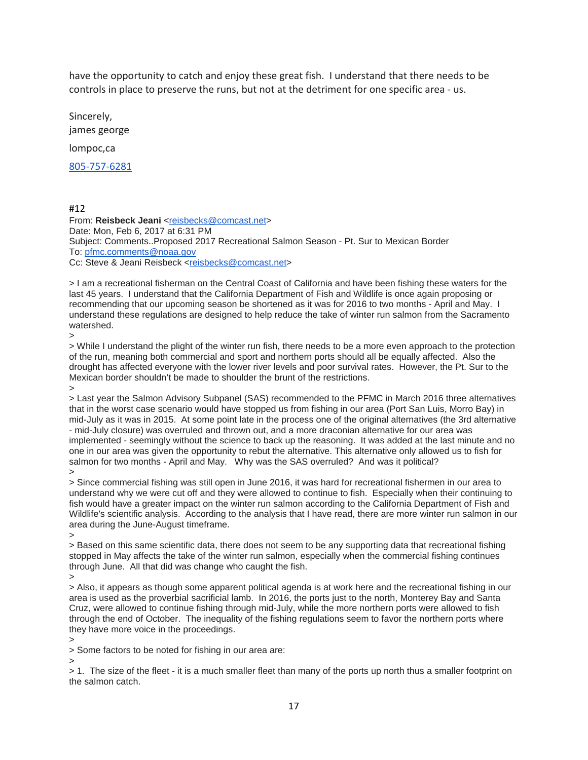have the opportunity to catch and enjoy these great fish. I understand that there needs to be controls in place to preserve the runs, but not at the detriment for one specific area - us.

Sincerely,
james george

lompoc,ca

805-757-6281

#12

From: **Reisbeck Jeani** <reisbecks@comcast.net>
Date: Mon, Feb 6, 2017 at 6:31 PM
Subject: Comments..Proposed 2017 Recreational Salmon Season - Pt. Sur to Mexican Border
To: pfmc.comments@noaa.gov
Cc: Steve & Jeani Reisbeck <reisbecks@comcast.net>

> I am a recreational fisherman on the Central Coast of California and have been fishing these waters for the last 45 years. I understand that the California Department of Fish and Wildlife is once again proposing or recommending that our upcoming season be shortened as it was for 2016 to two months - April and May. I understand these regulations are designed to help reduce the take of winter run salmon from the Sacramento watershed.
>
> While I understand the plight of the winter run fish, there needs to be a more even approach to the protection of the run, meaning both commercial and sport and northern ports should all be equally affected. Also the drought has affected everyone with the lower river levels and poor survival rates. However, the Pt. Sur to the Mexican border shouldn't be made to shoulder the brunt of the restrictions.
>
> Last year the Salmon Advisory Subpanel (SAS) recommended to the PFMC in March 2016 three alternatives that in the worst case scenario would have stopped us from fishing in our area (Port San Luis, Morro Bay) in mid-July as it was in 2015. At some point late in the process one of the original alternatives (the 3rd alternative - mid-July closure) was overruled and thrown out, and a more draconian alternative for our area was implemented - seemingly without the science to back up the reasoning. It was added at the last minute and no one in our area was given the opportunity to rebut the alternative. This alternative only allowed us to fish for salmon for two months - April and May. Why was the SAS overruled? And was it political?
>
> Since commercial fishing was still open in June 2016, it was hard for recreational fishermen in our area to understand why we were cut off and they were allowed to continue to fish. Especially when their continuing to fish would have a greater impact on the winter run salmon according to the California Department of Fish and Wildlife's scientific analysis. According to the analysis that I have read, there are more winter run salmon in our area during the June-August timeframe.
>
> Based on this same scientific data, there does not seem to be any supporting data that recreational fishing stopped in May affects the take of the winter run salmon, especially when the commercial fishing continues through June. All that did was change who caught the fish.
>
> Also, it appears as though some apparent political agenda is at work here and the recreational fishing in our area is used as the proverbial sacrificial lamb. In 2016, the ports just to the north, Monterey Bay and Santa Cruz, were allowed to continue fishing through mid-July, while the more northern ports were allowed to fish through the end of October. The inequality of the fishing regulations seem to favor the northern ports where they have more voice in the proceedings.
>
> Some factors to be noted for fishing in our area are:
>
> 1. The size of the fleet - it is a much smaller fleet than many of the ports up north thus a smaller footprint on the salmon catch.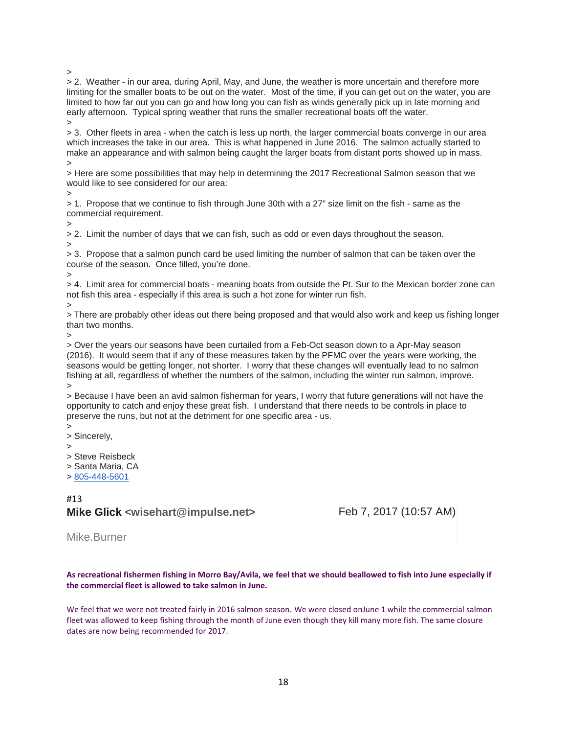>
> 2. Weather - in our area, during April, May, and June, the weather is more uncertain and therefore more limiting for the smaller boats to be out on the water. Most of the time, if you can get out on the water, you are limited to how far out you can go and how long you can fish as winds generally pick up in late morning and early afternoon. Typical spring weather that runs the smaller recreational boats off the water.
>
> 3. Other fleets in area - when the catch is less up north, the larger commercial boats converge in our area which increases the take in our area. This is what happened in June 2016. The salmon actually started to make an appearance and with salmon being caught the larger boats from distant ports showed up in mass.
>
> Here are some possibilities that may help in determining the 2017 Recreational Salmon season that we would like to see considered for our area:
>
> 1. Propose that we continue to fish through June 30th with a 27" size limit on the fish - same as the commercial requirement.
>
> 2. Limit the number of days that we can fish, such as odd or even days throughout the season.
>
> 3. Propose that a salmon punch card be used limiting the number of salmon that can be taken over the course of the season. Once filled, you're done.
>
> 4. Limit area for commercial boats - meaning boats from outside the Pt. Sur to the Mexican border zone can not fish this area - especially if this area is such a hot zone for winter run fish.
>
> There are probably other ideas out there being proposed and that would also work and keep us fishing longer than two months.
>
> Over the years our seasons have been curtailed from a Feb-Oct season down to a Apr-May season (2016). It would seem that if any of these measures taken by the PFMC over the years were working, the seasons would be getting longer, not shorter. I worry that these changes will eventually lead to no salmon fishing at all, regardless of whether the numbers of the salmon, including the winter run salmon, improve.
>
> Because I have been an avid salmon fisherman for years, I worry that future generations will not have the opportunity to catch and enjoy these great fish. I understand that there needs to be controls in place to preserve the runs, but not at the detriment for one specific area - us.
>
> Sincerely,
>
> Steve Reisbeck
> Santa Maria, CA
> 805-448-5601

#13

**Mike Glick <wisehart@impulse.net>** Feb 7, 2017 (10:57 AM)

Mike.Burner

**As recreational fishermen fishing in Morro Bay/Avila, we feel that we should beallowed to fish into June especially if the commercial fleet is allowed to take salmon in June.**

We feel that we were not treated fairly in 2016 salmon season. We were closed onJune 1 while the commercial salmon fleet was allowed to keep fishing through the month of June even though they kill many more fish. The same closure dates are now being recommended for 2017.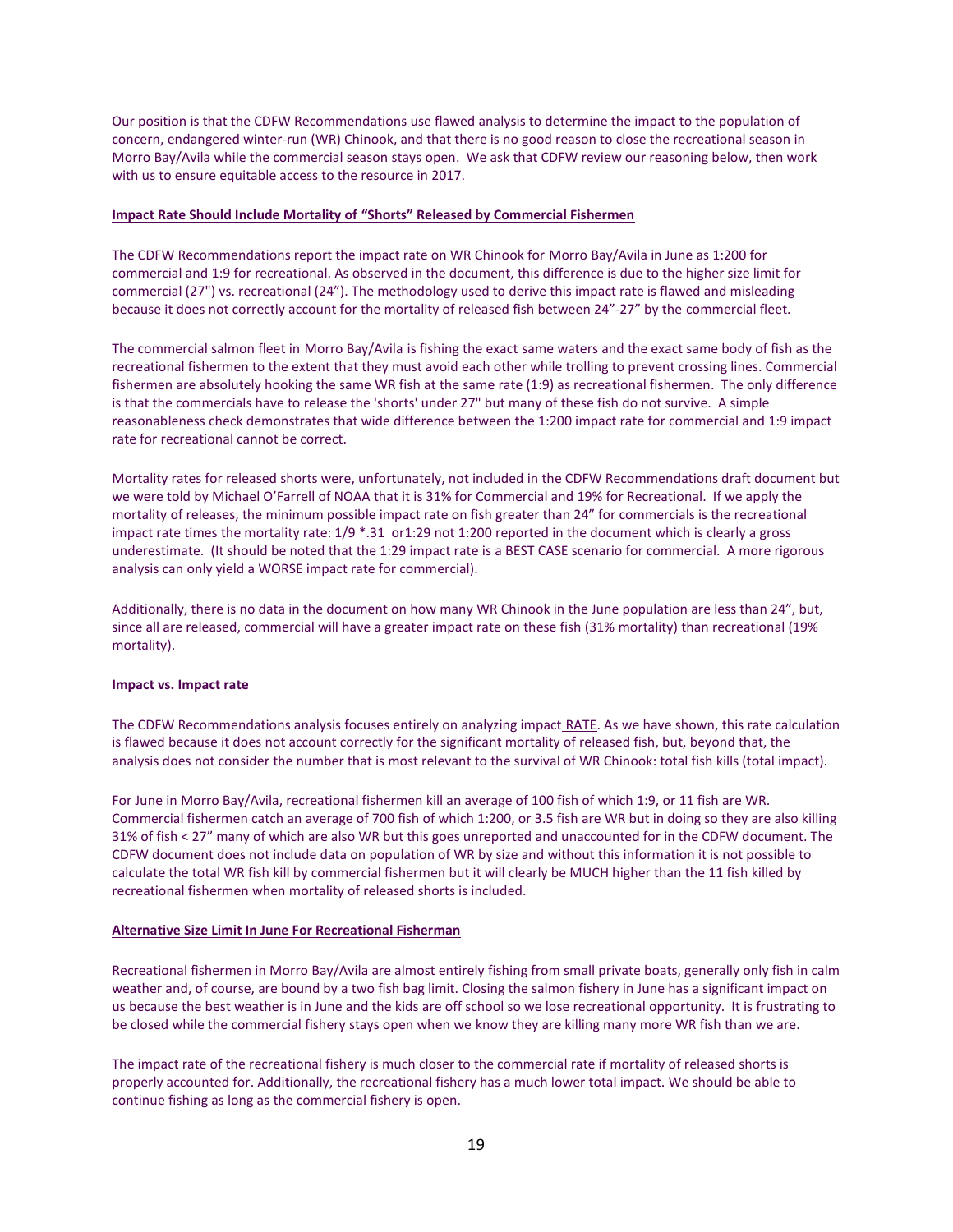Our position is that the CDFW Recommendations use flawed analysis to determine the impact to the population of concern, endangered winter-run (WR) Chinook, and that there is no good reason to close the recreational season in Morro Bay/Avila while the commercial season stays open. We ask that CDFW review our reasoning below, then work with us to ensure equitable access to the resource in 2017.

**Impact Rate Should Include Mortality of "Shorts" Released by Commercial Fishermen**

The CDFW Recommendations report the impact rate on WR Chinook for Morro Bay/Avila in June as 1:200 for commercial and 1:9 for recreational. As observed in the document, this difference is due to the higher size limit for commercial (27") vs. recreational (24"). The methodology used to derive this impact rate is flawed and misleading because it does not correctly account for the mortality of released fish between 24"-27" by the commercial fleet.

The commercial salmon fleet in Morro Bay/Avila is fishing the exact same waters and the exact same body of fish as the recreational fishermen to the extent that they must avoid each other while trolling to prevent crossing lines. Commercial fishermen are absolutely hooking the same WR fish at the same rate (1:9) as recreational fishermen. The only difference is that the commercials have to release the 'shorts' under 27" but many of these fish do not survive. A simple reasonableness check demonstrates that wide difference between the 1:200 impact rate for commercial and 1:9 impact rate for recreational cannot be correct.

Mortality rates for released shorts were, unfortunately, not included in the CDFW Recommendations draft document but we were told by Michael O'Farrell of NOAA that it is 31% for Commercial and 19% for Recreational. If we apply the mortality of releases, the minimum possible impact rate on fish greater than 24" for commercials is the recreational impact rate times the mortality rate: 1/9 *.31 or1:29 not 1:200 reported in the document which is clearly a gross underestimate. (It should be noted that the 1:29 impact rate is a BEST CASE scenario for commercial. A more rigorous analysis can only yield a WORSE impact rate for commercial).

Additionally, there is no data in the document on how many WR Chinook in the June population are less than 24", but, since all are released, commercial will have a greater impact rate on these fish (31% mortality) than recreational (19% mortality).

**Impact vs. Impact rate**

The CDFW Recommendations analysis focuses entirely on analyzing impact RATE. As we have shown, this rate calculation is flawed because it does not account correctly for the significant mortality of released fish, but, beyond that, the analysis does not consider the number that is most relevant to the survival of WR Chinook: total fish kills (total impact).

For June in Morro Bay/Avila, recreational fishermen kill an average of 100 fish of which 1:9, or 11 fish are WR. Commercial fishermen catch an average of 700 fish of which 1:200, or 3.5 fish are WR but in doing so they are also killing 31% of fish < 27" many of which are also WR but this goes unreported and unaccounted for in the CDFW document. The CDFW document does not include data on population of WR by size and without this information it is not possible to calculate the total WR fish kill by commercial fishermen but it will clearly be MUCH higher than the 11 fish killed by recreational fishermen when mortality of released shorts is included.

**Alternative Size Limit In June For Recreational Fisherman**

Recreational fishermen in Morro Bay/Avila are almost entirely fishing from small private boats, generally only fish in calm weather and, of course, are bound by a two fish bag limit. Closing the salmon fishery in June has a significant impact on us because the best weather is in June and the kids are off school so we lose recreational opportunity. It is frustrating to be closed while the commercial fishery stays open when we know they are killing many more WR fish than we are.

The impact rate of the recreational fishery is much closer to the commercial rate if mortality of released shorts is properly accounted for. Additionally, the recreational fishery has a much lower total impact. We should be able to continue fishing as long as the commercial fishery is open.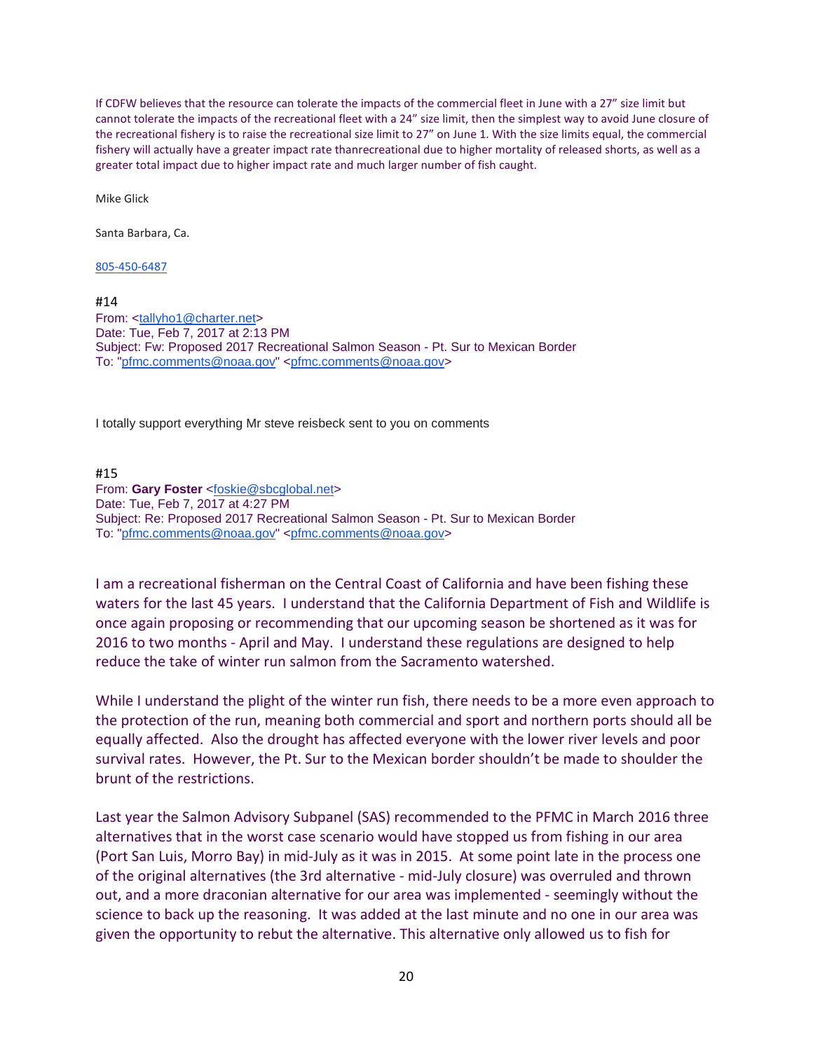If CDFW believes that the resource can tolerate the impacts of the commercial fleet in June with a 27" size limit but cannot tolerate the impacts of the recreational fleet with a 24" size limit, then the simplest way to avoid June closure of the recreational fishery is to raise the recreational size limit to 27" on June 1. With the size limits equal, the commercial fishery will actually have a greater impact rate thanrecreational due to higher mortality of released shorts, as well as a greater total impact due to higher impact rate and much larger number of fish caught.

Mike Glick

Santa Barbara, Ca.

805-450-6487

#14
From: <tallyho1@charter.net>
Date: Tue, Feb 7, 2017 at 2:13 PM
Subject: Fw: Proposed 2017 Recreational Salmon Season - Pt. Sur to Mexican Border
To: "pfmc.comments@noaa.gov" <pfmc.comments@noaa.gov>

I totally support everything Mr steve reisbeck sent to you on comments

#15
From: **Gary Foster** <foskie@sbcglobal.net>
Date: Tue, Feb 7, 2017 at 4:27 PM
Subject: Re: Proposed 2017 Recreational Salmon Season - Pt. Sur to Mexican Border
To: "pfmc.comments@noaa.gov" <pfmc.comments@noaa.gov>

I am a recreational fisherman on the Central Coast of California and have been fishing these waters for the last 45 years. I understand that the California Department of Fish and Wildlife is once again proposing or recommending that our upcoming season be shortened as it was for 2016 to two months - April and May. I understand these regulations are designed to help reduce the take of winter run salmon from the Sacramento watershed.

While I understand the plight of the winter run fish, there needs to be a more even approach to the protection of the run, meaning both commercial and sport and northern ports should all be equally affected. Also the drought has affected everyone with the lower river levels and poor survival rates. However, the Pt. Sur to the Mexican border shouldn't be made to shoulder the brunt of the restrictions.

Last year the Salmon Advisory Subpanel (SAS) recommended to the PFMC in March 2016 three alternatives that in the worst case scenario would have stopped us from fishing in our area (Port San Luis, Morro Bay) in mid-July as it was in 2015. At some point late in the process one of the original alternatives (the 3rd alternative - mid-July closure) was overruled and thrown out, and a more draconian alternative for our area was implemented - seemingly without the science to back up the reasoning. It was added at the last minute and no one in our area was given the opportunity to rebut the alternative. This alternative only allowed us to fish for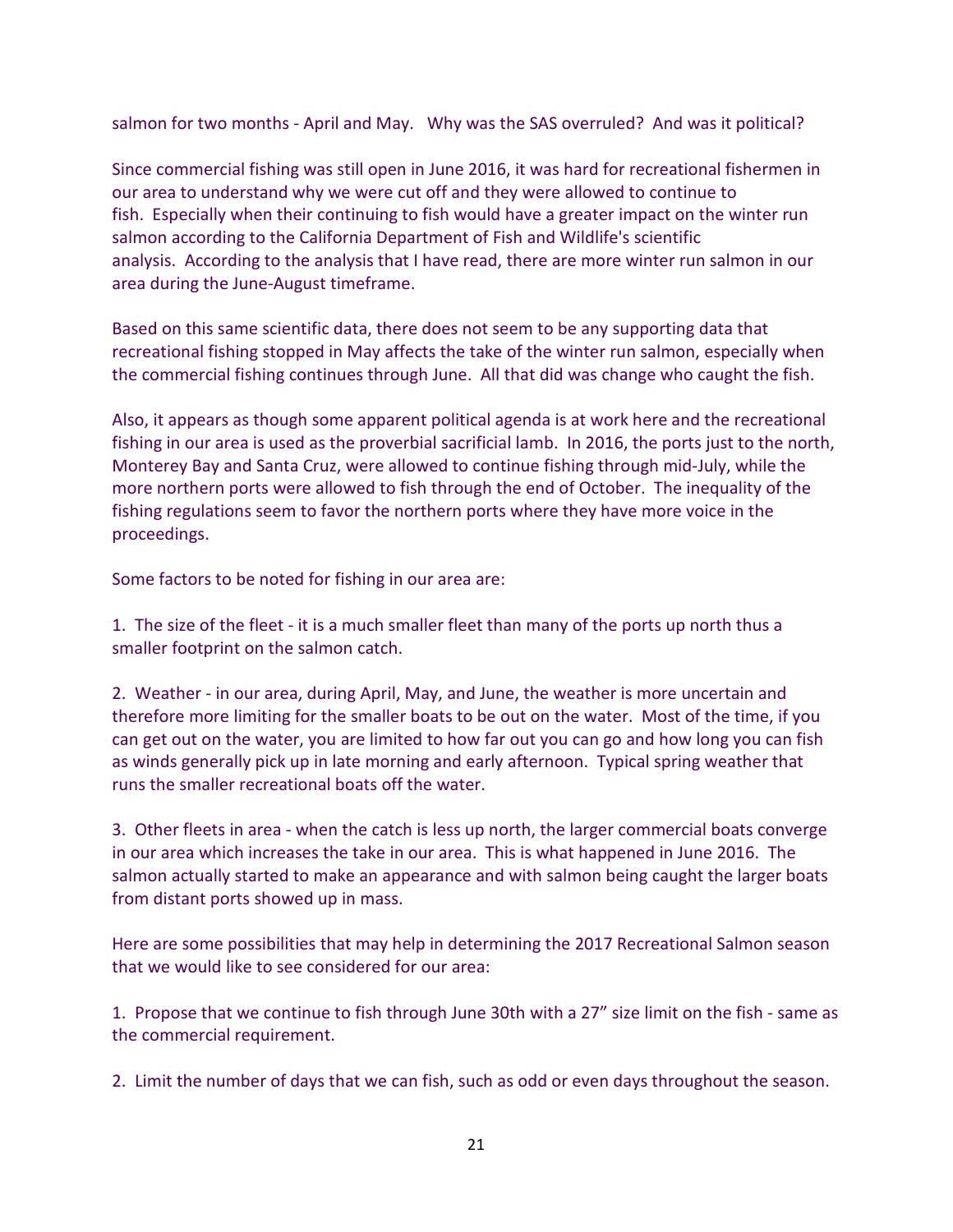salmon for two months - April and May. Why was the SAS overruled? And was it political?

Since commercial fishing was still open in June 2016, it was hard for recreational fishermen in our area to understand why we were cut off and they were allowed to continue to fish. Especially when their continuing to fish would have a greater impact on the winter run salmon according to the California Department of Fish and Wildlife's scientific analysis. According to the analysis that I have read, there are more winter run salmon in our area during the June-August timeframe.

Based on this same scientific data, there does not seem to be any supporting data that recreational fishing stopped in May affects the take of the winter run salmon, especially when the commercial fishing continues through June. All that did was change who caught the fish.

Also, it appears as though some apparent political agenda is at work here and the recreational fishing in our area is used as the proverbial sacrificial lamb. In 2016, the ports just to the north, Monterey Bay and Santa Cruz, were allowed to continue fishing through mid-July, while the more northern ports were allowed to fish through the end of October. The inequality of the fishing regulations seem to favor the northern ports where they have more voice in the proceedings.

Some factors to be noted for fishing in our area are:

1. The size of the fleet - it is a much smaller fleet than many of the ports up north thus a smaller footprint on the salmon catch.

2. Weather - in our area, during April, May, and June, the weather is more uncertain and therefore more limiting for the smaller boats to be out on the water. Most of the time, if you can get out on the water, you are limited to how far out you can go and how long you can fish as winds generally pick up in late morning and early afternoon. Typical spring weather that runs the smaller recreational boats off the water.

3. Other fleets in area - when the catch is less up north, the larger commercial boats converge in our area which increases the take in our area. This is what happened in June 2016. The salmon actually started to make an appearance and with salmon being caught the larger boats from distant ports showed up in mass.

Here are some possibilities that may help in determining the 2017 Recreational Salmon season that we would like to see considered for our area:

1. Propose that we continue to fish through June 30th with a 27" size limit on the fish - same as the commercial requirement.

2. Limit the number of days that we can fish, such as odd or even days throughout the season.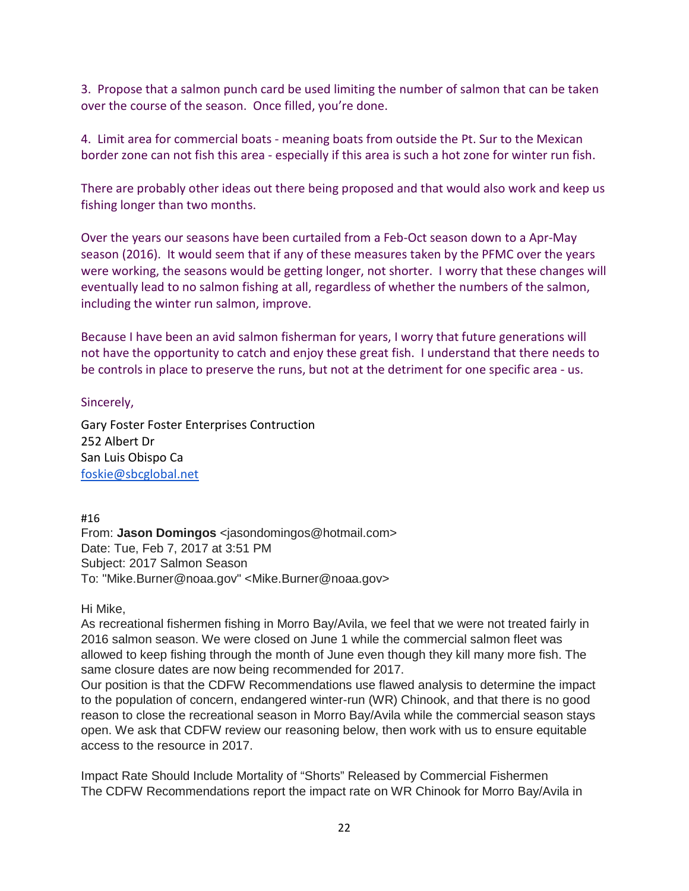3. Propose that a salmon punch card be used limiting the number of salmon that can be taken over the course of the season. Once filled, you're done.

4. Limit area for commercial boats - meaning boats from outside the Pt. Sur to the Mexican border zone can not fish this area - especially if this area is such a hot zone for winter run fish.

There are probably other ideas out there being proposed and that would also work and keep us fishing longer than two months.

Over the years our seasons have been curtailed from a Feb-Oct season down to a Apr-May season (2016). It would seem that if any of these measures taken by the PFMC over the years were working, the seasons would be getting longer, not shorter. I worry that these changes will eventually lead to no salmon fishing at all, regardless of whether the numbers of the salmon, including the winter run salmon, improve.

Because I have been an avid salmon fisherman for years, I worry that future generations will not have the opportunity to catch and enjoy these great fish. I understand that there needs to be controls in place to preserve the runs, but not at the detriment for one specific area - us.

Sincerely,

Gary Foster Foster Enterprises Contruction
252 Albert Dr
San Luis Obispo Ca
foskie@sbcglobal.net

#16
From: **Jason Domingos** <jasondomingos@hotmail.com>
Date: Tue, Feb 7, 2017 at 3:51 PM
Subject: 2017 Salmon Season
To: "Mike.Burner@noaa.gov" <Mike.Burner@noaa.gov>

Hi Mike,
As recreational fishermen fishing in Morro Bay/Avila, we feel that we were not treated fairly in 2016 salmon season. We were closed on June 1 while the commercial salmon fleet was allowed to keep fishing through the month of June even though they kill many more fish. The same closure dates are now being recommended for 2017.
Our position is that the CDFW Recommendations use flawed analysis to determine the impact to the population of concern, endangered winter-run (WR) Chinook, and that there is no good reason to close the recreational season in Morro Bay/Avila while the commercial season stays open. We ask that CDFW review our reasoning below, then work with us to ensure equitable access to the resource in 2017.

Impact Rate Should Include Mortality of "Shorts" Released by Commercial Fishermen
The CDFW Recommendations report the impact rate on WR Chinook for Morro Bay/Avila in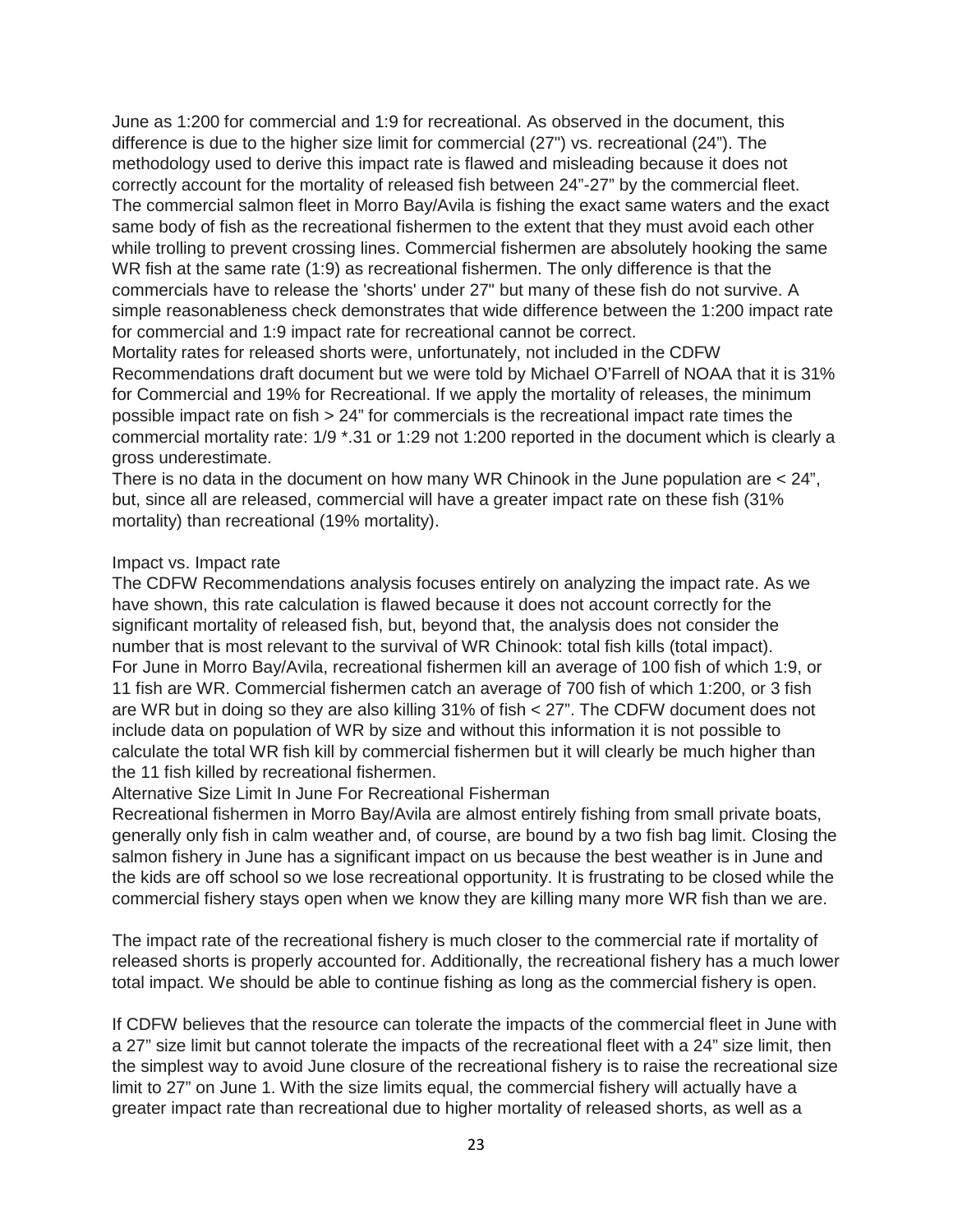June as 1:200 for commercial and 1:9 for recreational. As observed in the document, this difference is due to the higher size limit for commercial (27") vs. recreational (24"). The methodology used to derive this impact rate is flawed and misleading because it does not correctly account for the mortality of released fish between 24"-27" by the commercial fleet. The commercial salmon fleet in Morro Bay/Avila is fishing the exact same waters and the exact same body of fish as the recreational fishermen to the extent that they must avoid each other while trolling to prevent crossing lines. Commercial fishermen are absolutely hooking the same WR fish at the same rate (1:9) as recreational fishermen. The only difference is that the commercials have to release the 'shorts' under 27" but many of these fish do not survive. A simple reasonableness check demonstrates that wide difference between the 1:200 impact rate for commercial and 1:9 impact rate for recreational cannot be correct.

Mortality rates for released shorts were, unfortunately, not included in the CDFW Recommendations draft document but we were told by Michael O'Farrell of NOAA that it is 31% for Commercial and 19% for Recreational. If we apply the mortality of releases, the minimum possible impact rate on fish > 24" for commercials is the recreational impact rate times the commercial mortality rate: 1/9 *.31 or 1:29 not 1:200 reported in the document which is clearly a gross underestimate.

There is no data in the document on how many WR Chinook in the June population are < 24", but, since all are released, commercial will have a greater impact rate on these fish (31% mortality) than recreational (19% mortality).

Impact vs. Impact rate

The CDFW Recommendations analysis focuses entirely on analyzing the impact rate. As we have shown, this rate calculation is flawed because it does not account correctly for the significant mortality of released fish, but, beyond that, the analysis does not consider the number that is most relevant to the survival of WR Chinook: total fish kills (total impact).

For June in Morro Bay/Avila, recreational fishermen kill an average of 100 fish of which 1:9, or 11 fish are WR. Commercial fishermen catch an average of 700 fish of which 1:200, or 3 fish are WR but in doing so they are also killing 31% of fish < 27". The CDFW document does not include data on population of WR by size and without this information it is not possible to calculate the total WR fish kill by commercial fishermen but it will clearly be much higher than the 11 fish killed by recreational fishermen.

Alternative Size Limit In June For Recreational Fisherman

Recreational fishermen in Morro Bay/Avila are almost entirely fishing from small private boats, generally only fish in calm weather and, of course, are bound by a two fish bag limit. Closing the salmon fishery in June has a significant impact on us because the best weather is in June and the kids are off school so we lose recreational opportunity. It is frustrating to be closed while the commercial fishery stays open when we know they are killing many more WR fish than we are.

The impact rate of the recreational fishery is much closer to the commercial rate if mortality of released shorts is properly accounted for. Additionally, the recreational fishery has a much lower total impact. We should be able to continue fishing as long as the commercial fishery is open.

If CDFW believes that the resource can tolerate the impacts of the commercial fleet in June with a 27" size limit but cannot tolerate the impacts of the recreational fleet with a 24" size limit, then the simplest way to avoid June closure of the recreational fishery is to raise the recreational size limit to 27" on June 1. With the size limits equal, the commercial fishery will actually have a greater impact rate than recreational due to higher mortality of released shorts, as well as a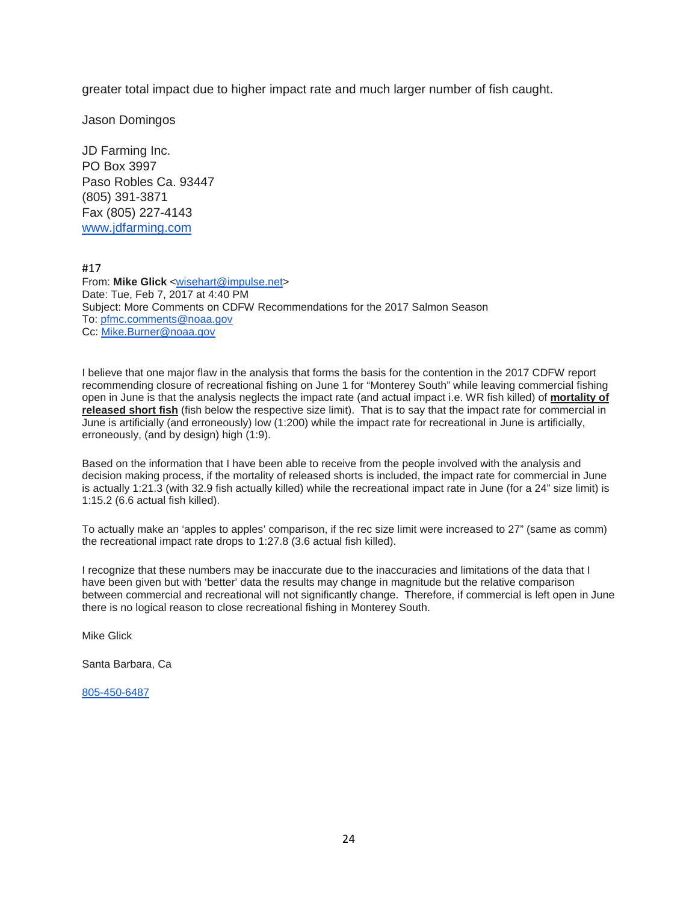greater total impact due to higher impact rate and much larger number of fish caught.

Jason Domingos

JD Farming Inc.
PO Box 3997
Paso Robles Ca. 93447
(805) 391-3871
Fax (805) 227-4143
www.jdfarming.com

#17

From: **Mike Glick** <wisehart@impulse.net>
Date: Tue, Feb 7, 2017 at 4:40 PM
Subject: More Comments on CDFW Recommendations for the 2017 Salmon Season
To: pfmc.comments@noaa.gov
Cc: Mike.Burner@noaa.gov

I believe that one major flaw in the analysis that forms the basis for the contention in the 2017 CDFW report recommending closure of recreational fishing on June 1 for "Monterey South" while leaving commercial fishing open in June is that the analysis neglects the impact rate (and actual impact i.e. WR fish killed) of **mortality of released short fish** (fish below the respective size limit). That is to say that the impact rate for commercial in June is artificially (and erroneously) low (1:200) while the impact rate for recreational in June is artificially, erroneously, (and by design) high (1:9).

Based on the information that I have been able to receive from the people involved with the analysis and decision making process, if the mortality of released shorts is included, the impact rate for commercial in June is actually 1:21.3 (with 32.9 fish actually killed) while the recreational impact rate in June (for a 24" size limit) is 1:15.2 (6.6 actual fish killed).

To actually make an 'apples to apples' comparison, if the rec size limit were increased to 27" (same as comm) the recreational impact rate drops to 1:27.8 (3.6 actual fish killed).

I recognize that these numbers may be inaccurate due to the inaccuracies and limitations of the data that I have been given but with 'better' data the results may change in magnitude but the relative comparison between commercial and recreational will not significantly change. Therefore, if commercial is left open in June there is no logical reason to close recreational fishing in Monterey South.

Mike Glick

Santa Barbara, Ca

805-450-6487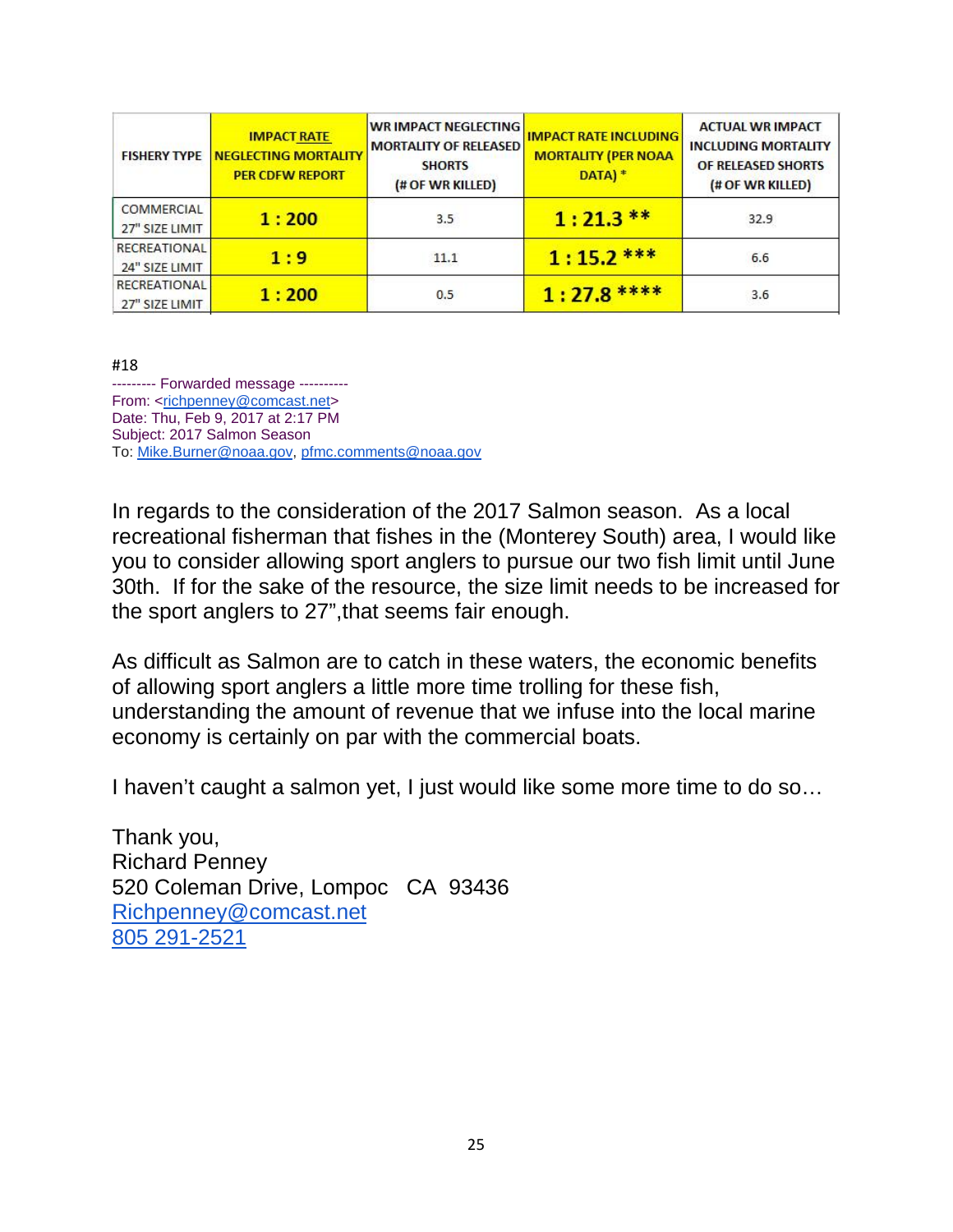| FISHERY TYPE | IMPACT RATE NEGLECTING MORTALITY PER CDFW REPORT | WR IMPACT NEGLECTING MORTALITY OF RELEASED SHORTS (# OF WR KILLED) | IMPACT RATE INCLUDING MORTALITY (PER NOAA DATA) * | ACTUAL WR IMPACT INCLUDING MORTALITY OF RELEASED SHORTS (# OF WR KILLED) |
|---|---|---|---|---|
| COMMERCIAL 27" SIZE LIMIT | **1 : 200** | 3.5 | **1 : 21.3 \*\*** | 32.9 |
| RECREATIONAL 24" SIZE LIMIT | **1 : 9** | 11.1 | **1 : 15.2 \*\*\*** | 6.6 |
| RECREATIONAL 27" SIZE LIMIT | **1 : 200** | 0.5 | **1 : 27.8 \*\*\*\*** | 3.6 |

#18

--------- Forwarded message ---------
From: <richpenney@comcast.net>
Date: Thu, Feb 9, 2017 at 2:17 PM
Subject: 2017 Salmon Season
To: Mike.Burner@noaa.gov, pfmc.comments@noaa.gov

In regards to the consideration of the 2017 Salmon season. As a local recreational fisherman that fishes in the (Monterey South) area, I would like you to consider allowing sport anglers to pursue our two fish limit until June 30th. If for the sake of the resource, the size limit needs to be increased for the sport anglers to 27",that seems fair enough.

As difficult as Salmon are to catch in these waters, the economic benefits of allowing sport anglers a little more time trolling for these fish, understanding the amount of revenue that we infuse into the local marine economy is certainly on par with the commercial boats.

I haven't caught a salmon yet, I just would like some more time to do so…

Thank you,
Richard Penney
520 Coleman Drive, Lompoc CA 93436
Richpenney@comcast.net
805 291-2521